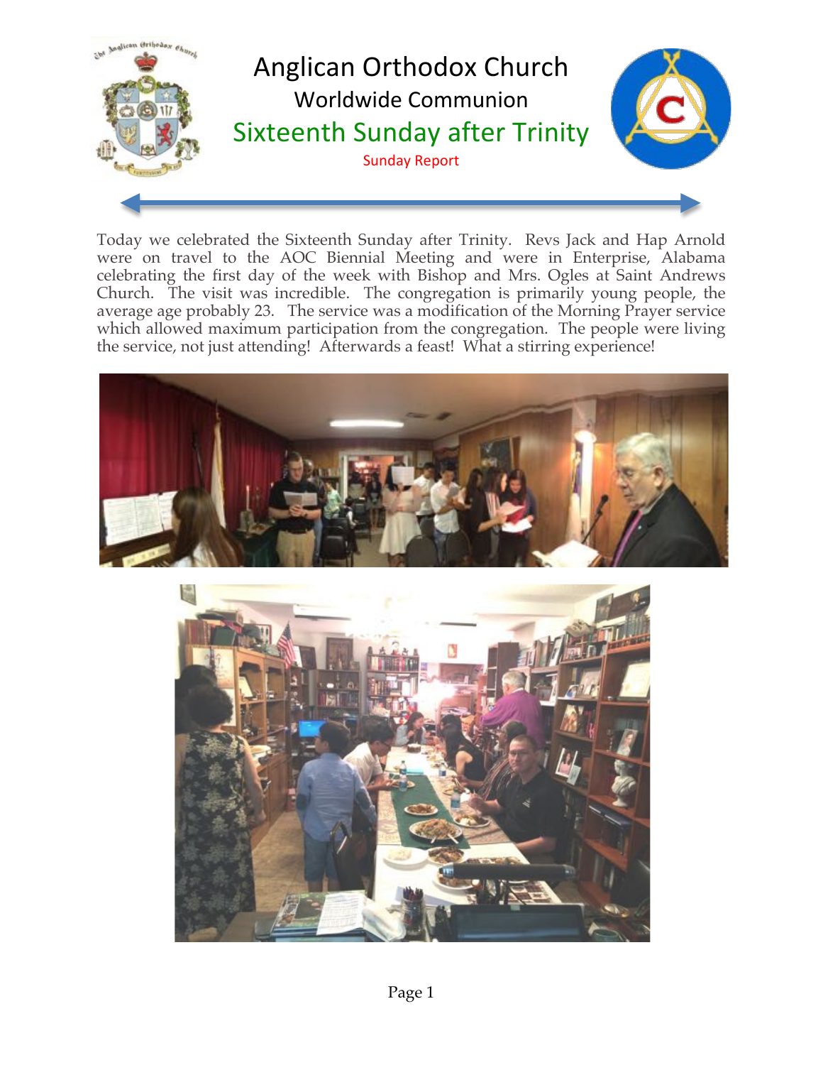# Anglican Orthodox Church

## Worldwide Communion

## Sixteenth Sunday after Trinity

Sunday Report

Today we celebrated the Sixteenth Sunday after Trinity. Revs Jack and Hap Arnold were on travel to the AOC Biennial Meeting and were in Enterprise, Alabama celebrating the first day of the week with Bishop and Mrs. Ogles at Saint Andrews Church. The visit was incredible. The congregation is primarily young people, the average age probably 23. The service was a modification of the Morning Prayer service which allowed maximum participation from the congregation. The people were living the service, not just attending! Afterwards a feast! What a stirring experience!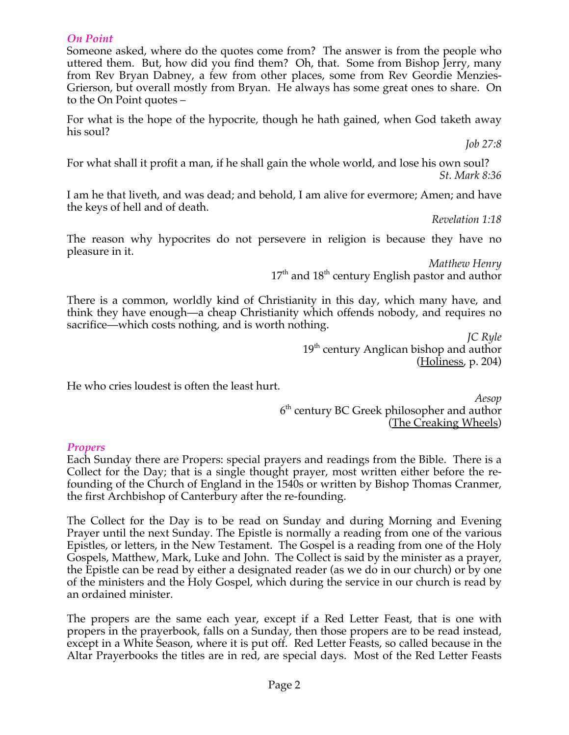### *On Point*

Someone asked, where do the quotes come from? The answer is from the people who uttered them. But, how did you find them? Oh, that. Some from Bishop Jerry, many from Rev Bryan Dabney, a few from other places, some from Rev Geordie Menzies-Grierson, but overall mostly from Bryan. He always has some great ones to share. On to the On Point quotes –

For what is the hope of the hypocrite, though he hath gained, when God taketh away his soul?

*Job 27:8*

For what shall it profit a man, if he shall gain the whole world, and lose his own soul?

*St. Mark 8:36*

I am he that liveth, and was dead; and behold, I am alive for evermore; Amen; and have the keys of hell and of death.

*Revelation 1:18*

The reason why hypocrites do not persevere in religion is because they have no pleasure in it.

*Matthew Henry*
17th and 18th century English pastor and author

There is a common, worldly kind of Christianity in this day, which many have, and think they have enough—a cheap Christianity which offends nobody, and requires no sacrifice—which costs nothing, and is worth nothing.

*JC Ryle*
19th century Anglican bishop and author
(Holiness, p. 204)

He who cries loudest is often the least hurt.

*Aesop*
6th century BC Greek philosopher and author
(The Creaking Wheels)

### *Propers*

Each Sunday there are Propers: special prayers and readings from the Bible. There is a Collect for the Day; that is a single thought prayer, most written either before the re-founding of the Church of England in the 1540s or written by Bishop Thomas Cranmer, the first Archbishop of Canterbury after the re-founding.

The Collect for the Day is to be read on Sunday and during Morning and Evening Prayer until the next Sunday. The Epistle is normally a reading from one of the various Epistles, or letters, in the New Testament. The Gospel is a reading from one of the Holy Gospels, Matthew, Mark, Luke and John. The Collect is said by the minister as a prayer, the Epistle can be read by either a designated reader (as we do in our church) or by one of the ministers and the Holy Gospel, which during the service in our church is read by an ordained minister.

The propers are the same each year, except if a Red Letter Feast, that is one with propers in the prayerbook, falls on a Sunday, then those propers are to be read instead, except in a White Season, where it is put off. Red Letter Feasts, so called because in the Altar Prayerbooks the titles are in red, are special days. Most of the Red Letter Feasts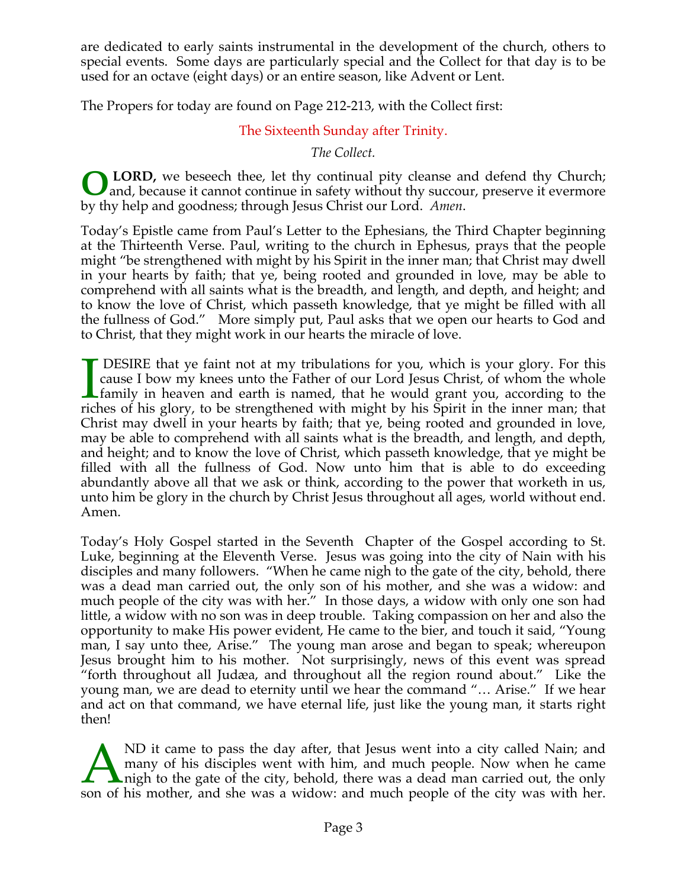are dedicated to early saints instrumental in the development of the church, others to special events. Some days are particularly special and the Collect for that day is to be used for an octave (eight days) or an entire season, like Advent or Lent.

The Propers for today are found on Page 212-213, with the Collect first:

## The Sixteenth Sunday after Trinity.

*The Collect.*

**O LORD,** we beseech thee, let thy continual pity cleanse and defend thy Church; and, because it cannot continue in safety without thy succour, preserve it evermore by thy help and goodness; through Jesus Christ our Lord. *Amen*.

Today's Epistle came from Paul's Letter to the Ephesians, the Third Chapter beginning at the Thirteenth Verse. Paul, writing to the church in Ephesus, prays that the people might "be strengthened with might by his Spirit in the inner man; that Christ may dwell in your hearts by faith; that ye, being rooted and grounded in love, may be able to comprehend with all saints what is the breadth, and length, and depth, and height; and to know the love of Christ, which passeth knowledge, that ye might be filled with all the fullness of God." More simply put, Paul asks that we open our hearts to God and to Christ, that they might work in our hearts the miracle of love.

I DESIRE that ye faint not at my tribulations for you, which is your glory. For this cause I bow my knees unto the Father of our Lord Jesus Christ, of whom the whole family in heaven and earth is named, that he would grant you, according to the riches of his glory, to be strengthened with might by his Spirit in the inner man; that Christ may dwell in your hearts by faith; that ye, being rooted and grounded in love, may be able to comprehend with all saints what is the breadth, and length, and depth, and height; and to know the love of Christ, which passeth knowledge, that ye might be filled with all the fullness of God. Now unto him that is able to do exceeding abundantly above all that we ask or think, according to the power that worketh in us, unto him be glory in the church by Christ Jesus throughout all ages, world without end. Amen.

Today's Holy Gospel started in the Seventh Chapter of the Gospel according to St. Luke, beginning at the Eleventh Verse. Jesus was going into the city of Nain with his disciples and many followers. "When he came nigh to the gate of the city, behold, there was a dead man carried out, the only son of his mother, and she was a widow: and much people of the city was with her." In those days, a widow with only one son had little, a widow with no son was in deep trouble. Taking compassion on her and also the opportunity to make His power evident, He came to the bier, and touch it said, "Young man, I say unto thee, Arise." The young man arose and began to speak; whereupon Jesus brought him to his mother. Not surprisingly, news of this event was spread "forth throughout all Judæa, and throughout all the region round about." Like the young man, we are dead to eternity until we hear the command "… Arise." If we hear and act on that command, we have eternal life, just like the young man, it starts right then!

AND it came to pass the day after, that Jesus went into a city called Nain; and many of his disciples went with him, and much people. Now when he came nigh to the gate of the city, behold, there was a dead man carried out, the only son of his mother, and she was a widow: and much people of the city was with her.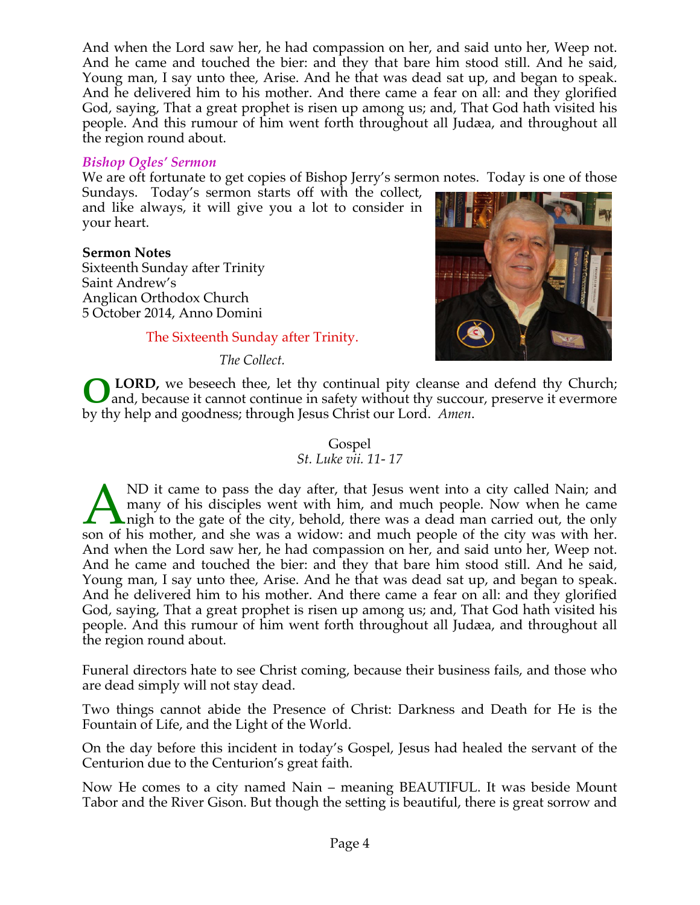And when the Lord saw her, he had compassion on her, and said unto her, Weep not. And he came and touched the bier: and they that bare him stood still. And he said, Young man, I say unto thee, Arise. And he that was dead sat up, and began to speak. And he delivered him to his mother. And there came a fear on all: and they glorified God, saying, That a great prophet is risen up among us; and, That God hath visited his people. And this rumour of him went forth throughout all Judæa, and throughout all the region round about.

### *Bishop Ogles' Sermon*

We are oft fortunate to get copies of Bishop Jerry's sermon notes. Today is one of those Sundays. Today's sermon starts off with the collect, and like always, it will give you a lot to consider in your heart.

**Sermon Notes**
Sixteenth Sunday after Trinity
Saint Andrew's
Anglican Orthodox Church
5 October 2014, Anno Domini

The Sixteenth Sunday after Trinity.

*The Collect.*

**O LORD,** we beseech thee, let thy continual pity cleanse and defend thy Church; and, because it cannot continue in safety without thy succour, preserve it evermore by thy help and goodness; through Jesus Christ our Lord. *Amen*.

Gospel
*St. Luke vii. 11- 17*

AND it came to pass the day after, that Jesus went into a city called Nain; and many of his disciples went with him, and much people. Now when he came nigh to the gate of the city, behold, there was a dead man carried out, the only son of his mother, and she was a widow: and much people of the city was with her. And when the Lord saw her, he had compassion on her, and said unto her, Weep not. And he came and touched the bier: and they that bare him stood still. And he said, Young man, I say unto thee, Arise. And he that was dead sat up, and began to speak. And he delivered him to his mother. And there came a fear on all: and they glorified God, saying, That a great prophet is risen up among us; and, That God hath visited his people. And this rumour of him went forth throughout all Judæa, and throughout all the region round about.

Funeral directors hate to see Christ coming, because their business fails, and those who are dead simply will not stay dead.

Two things cannot abide the Presence of Christ: Darkness and Death for He is the Fountain of Life, and the Light of the World.

On the day before this incident in today's Gospel, Jesus had healed the servant of the Centurion due to the Centurion's great faith.

Now He comes to a city named Nain – meaning BEAUTIFUL. It was beside Mount Tabor and the River Gison. But though the setting is beautiful, there is great sorrow and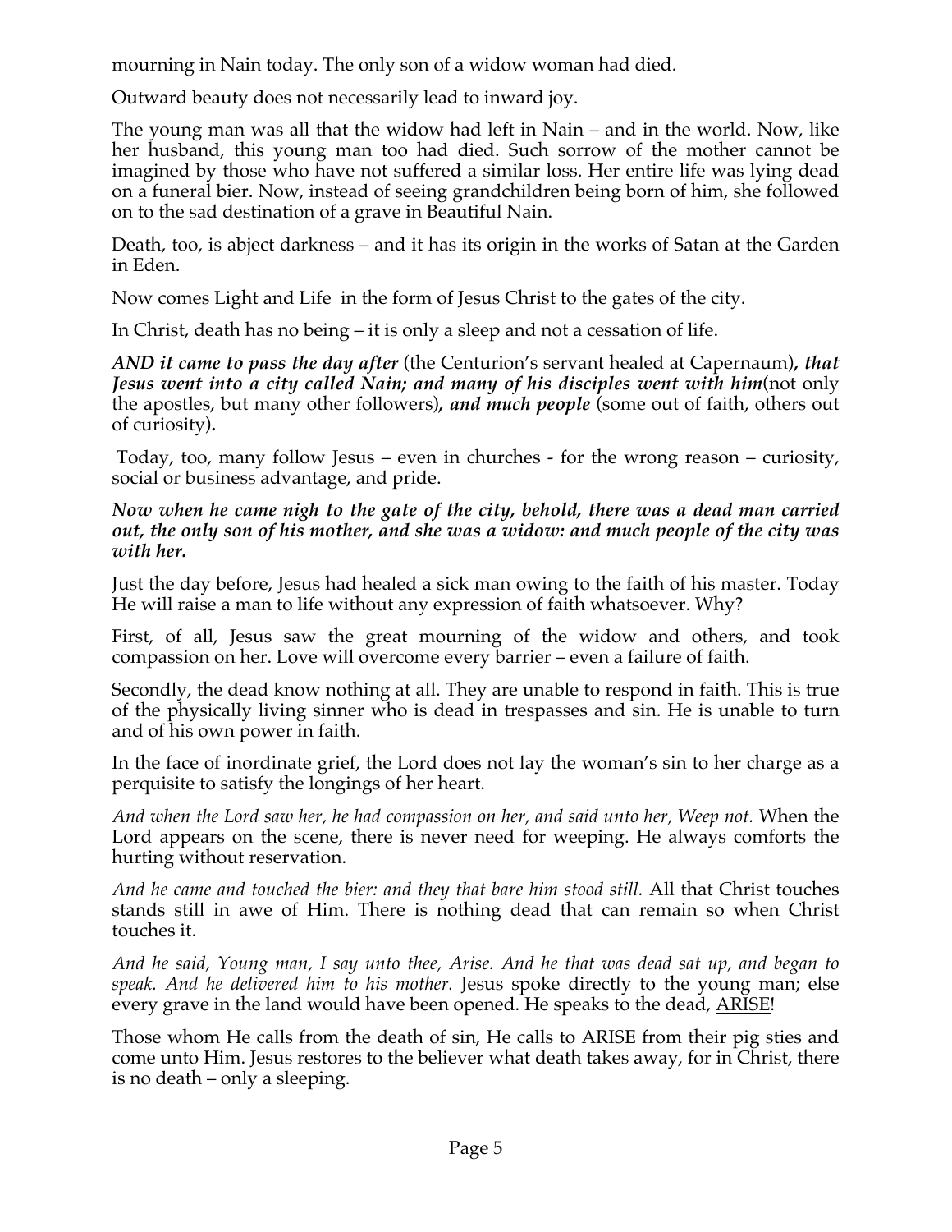mourning in Nain today. The only son of a widow woman had died.

Outward beauty does not necessarily lead to inward joy.

The young man was all that the widow had left in Nain – and in the world. Now, like her husband, this young man too had died. Such sorrow of the mother cannot be imagined by those who have not suffered a similar loss. Her entire life was lying dead on a funeral bier. Now, instead of seeing grandchildren being born of him, she followed on to the sad destination of a grave in Beautiful Nain.

Death, too, is abject darkness – and it has its origin in the works of Satan at the Garden in Eden.

Now comes Light and Life  in the form of Jesus Christ to the gates of the city.

In Christ, death has no being – it is only a sleep and not a cessation of life.

***AND it came to pass the day after*** (the Centurion's servant healed at Capernaum)***, that Jesus went into a city called Nain; and many of his disciples went with him***(not only the apostles, but many other followers)***, and much people*** (some out of faith, others out of curiosity)**.**

Today, too, many follow Jesus – even in churches - for the wrong reason – curiosity, social or business advantage, and pride.

***Now when he came nigh to the gate of the city, behold, there was a dead man carried out, the only son of his mother, and she was a widow: and much people of the city was with her.***

Just the day before, Jesus had healed a sick man owing to the faith of his master. Today He will raise a man to life without any expression of faith whatsoever. Why?

First, of all, Jesus saw the great mourning of the widow and others, and took compassion on her. Love will overcome every barrier – even a failure of faith.

Secondly, the dead know nothing at all. They are unable to respond in faith. This is true of the physically living sinner who is dead in trespasses and sin. He is unable to turn and of his own power in faith.

In the face of inordinate grief, the Lord does not lay the woman's sin to her charge as a perquisite to satisfy the longings of her heart.

*And when the Lord saw her, he had compassion on her, and said unto her, Weep not.* When the Lord appears on the scene, there is never need for weeping. He always comforts the hurting without reservation.

*And he came and touched the bier: and they that bare him stood still.* All that Christ touches stands still in awe of Him. There is nothing dead that can remain so when Christ touches it.

*And he said, Young man, I say unto thee, Arise. And he that was dead sat up, and began to speak. And he delivered him to his mother.* Jesus spoke directly to the young man; else every grave in the land would have been opened. He speaks to the dead, <u>ARISE</u>!

Those whom He calls from the death of sin, He calls to ARISE from their pig sties and come unto Him. Jesus restores to the believer what death takes away, for in Christ, there is no death – only a sleeping.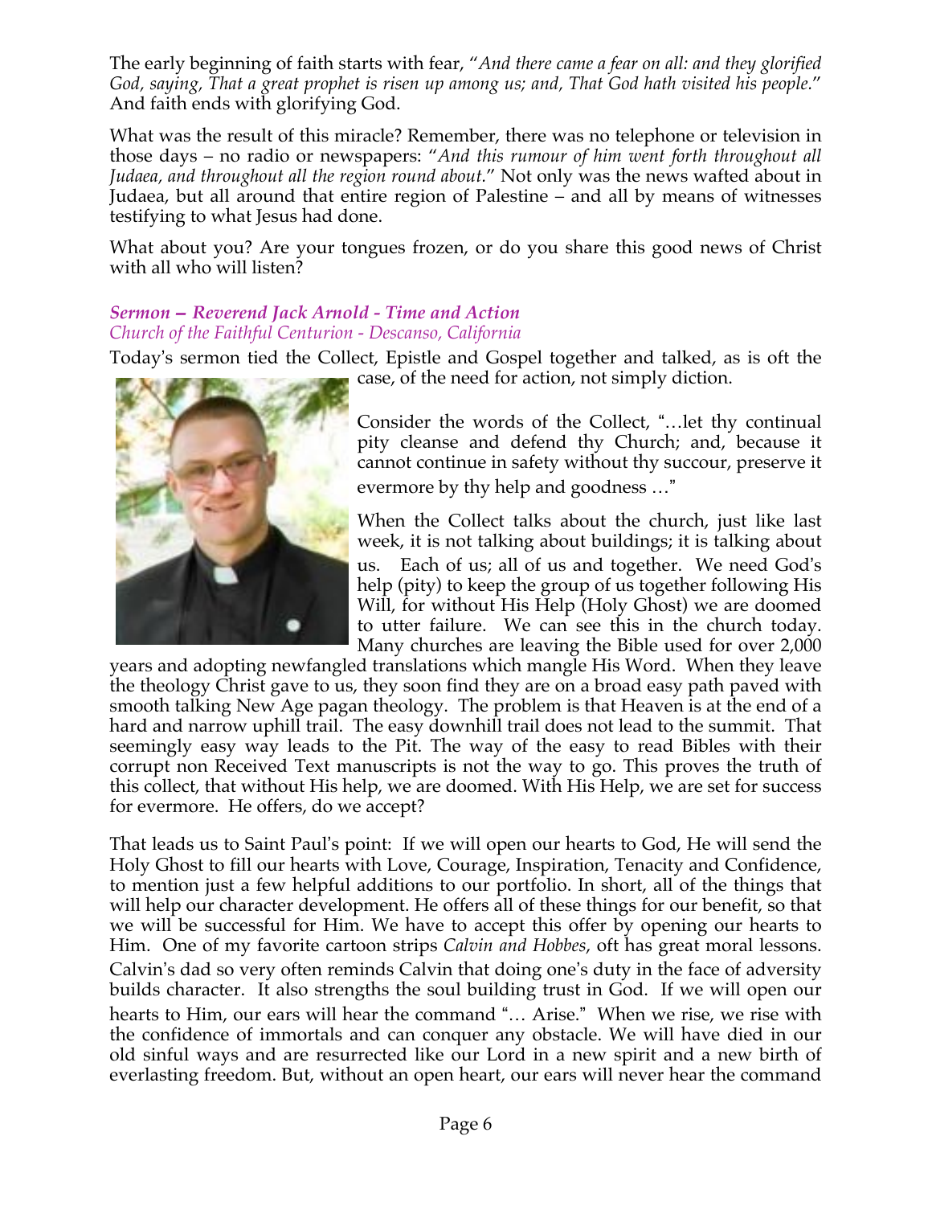The early beginning of faith starts with fear, "*And there came a fear on all: and they glorified God, saying, That a great prophet is risen up among us; and, That God hath visited his people.*" And faith ends with glorifying God.

What was the result of this miracle? Remember, there was no telephone or television in those days – no radio or newspapers: "*And this rumour of him went forth throughout all Judaea, and throughout all the region round about.*" Not only was the news wafted about in Judaea, but all around that entire region of Palestine – and all by means of witnesses testifying to what Jesus had done.

What about you? Are your tongues frozen, or do you share this good news of Christ with all who will listen?

### *Sermon – Reverend Jack Arnold - Time and Action*
*Church of the Faithful Centurion - Descanso, California*

Today's sermon tied the Collect, Epistle and Gospel together and talked, as is oft the case, of the need for action, not simply diction.

Consider the words of the Collect, "…let thy continual pity cleanse and defend thy Church; and, because it cannot continue in safety without thy succour, preserve it evermore by thy help and goodness …"

When the Collect talks about the church, just like last week, it is not talking about buildings; it is talking about us. Each of us; all of us and together. We need God's help (pity) to keep the group of us together following His Will, for without His Help (Holy Ghost) we are doomed to utter failure. We can see this in the church today. Many churches are leaving the Bible used for over 2,000 years and adopting newfangled translations which mangle His Word. When they leave the theology Christ gave to us, they soon find they are on a broad easy path paved with smooth talking New Age pagan theology. The problem is that Heaven is at the end of a hard and narrow uphill trail. The easy downhill trail does not lead to the summit. That seemingly easy way leads to the Pit. The way of the easy to read Bibles with their corrupt non Received Text manuscripts is not the way to go. This proves the truth of this collect, that without His help, we are doomed. With His Help, we are set for success for evermore. He offers, do we accept?

That leads us to Saint Paul's point: If we will open our hearts to God, He will send the Holy Ghost to fill our hearts with Love, Courage, Inspiration, Tenacity and Confidence, to mention just a few helpful additions to our portfolio. In short, all of the things that will help our character development. He offers all of these things for our benefit, so that we will be successful for Him. We have to accept this offer by opening our hearts to Him. One of my favorite cartoon strips *Calvin and Hobbes*, oft has great moral lessons. Calvin's dad so very often reminds Calvin that doing one's duty in the face of adversity builds character. It also strengths the soul building trust in God. If we will open our hearts to Him, our ears will hear the command "… Arise." When we rise, we rise with the confidence of immortals and can conquer any obstacle. We will have died in our old sinful ways and are resurrected like our Lord in a new spirit and a new birth of everlasting freedom. But, without an open heart, our ears will never hear the command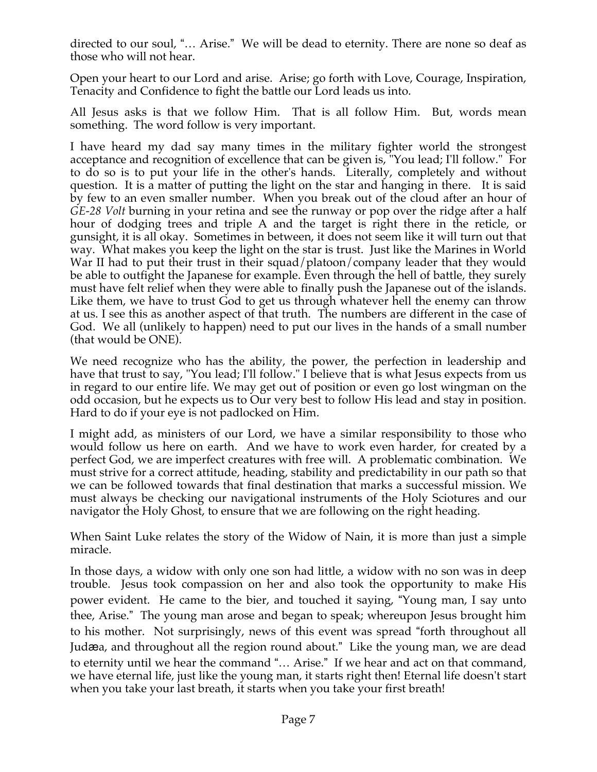directed to our soul, "… Arise." We will be dead to eternity. There are none so deaf as those who will not hear.

Open your heart to our Lord and arise. Arise; go forth with Love, Courage, Inspiration, Tenacity and Confidence to fight the battle our Lord leads us into.

All Jesus asks is that we follow Him. That is all follow Him. But, words mean something. The word follow is very important.

I have heard my dad say many times in the military fighter world the strongest acceptance and recognition of excellence that can be given is, "You lead; I'll follow." For to do so is to put your life in the other's hands. Literally, completely and without question. It is a matter of putting the light on the star and hanging in there. It is said by few to an even smaller number. When you break out of the cloud after an hour of *GE-28 Volt* burning in your retina and see the runway or pop over the ridge after a half hour of dodging trees and triple A and the target is right there in the reticle, or gunsight, it is all okay. Sometimes in between, it does not seem like it will turn out that way. What makes you keep the light on the star is trust. Just like the Marines in World War II had to put their trust in their squad/platoon/company leader that they would be able to outfight the Japanese for example. Even through the hell of battle, they surely must have felt relief when they were able to finally push the Japanese out of the islands. Like them, we have to trust God to get us through whatever hell the enemy can throw at us. I see this as another aspect of that truth. The numbers are different in the case of God. We all (unlikely to happen) need to put our lives in the hands of a small number (that would be ONE).

We need recognize who has the ability, the power, the perfection in leadership and have that trust to say, "You lead; I'll follow." I believe that is what Jesus expects from us in regard to our entire life. We may get out of position or even go lost wingman on the odd occasion, but he expects us to Our very best to follow His lead and stay in position. Hard to do if your eye is not padlocked on Him.

I might add, as ministers of our Lord, we have a similar responsibility to those who would follow us here on earth. And we have to work even harder, for created by a perfect God, we are imperfect creatures with free will. A problematic combination. We must strive for a correct attitude, heading, stability and predictability in our path so that we can be followed towards that final destination that marks a successful mission. We must always be checking our navigational instruments of the Holy Sciotures and our navigator the Holy Ghost, to ensure that we are following on the right heading.

When Saint Luke relates the story of the Widow of Nain, it is more than just a simple miracle.

In those days, a widow with only one son had little, a widow with no son was in deep trouble. Jesus took compassion on her and also took the opportunity to make His power evident. He came to the bier, and touched it saying, "Young man, I say unto thee, Arise." The young man arose and began to speak; whereupon Jesus brought him to his mother. Not surprisingly, news of this event was spread "forth throughout all Judæa, and throughout all the region round about." Like the young man, we are dead to eternity until we hear the command "… Arise." If we hear and act on that command, we have eternal life, just like the young man, it starts right then! Eternal life doesn't start when you take your last breath, it starts when you take your first breath!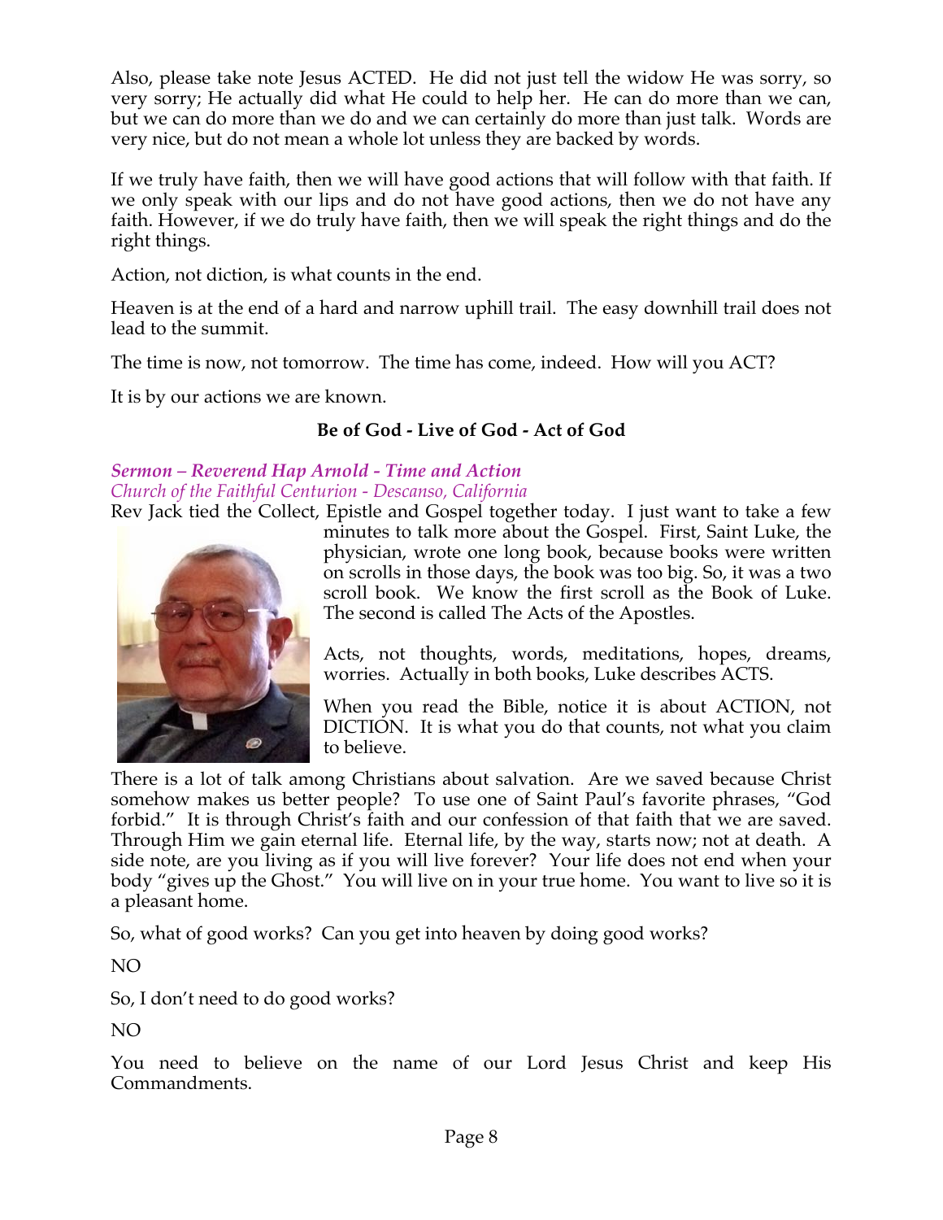Also, please take note Jesus ACTED. He did not just tell the widow He was sorry, so very sorry; He actually did what He could to help her. He can do more than we can, but we can do more than we do and we can certainly do more than just talk. Words are very nice, but do not mean a whole lot unless they are backed by words.

If we truly have faith, then we will have good actions that will follow with that faith. If we only speak with our lips and do not have good actions, then we do not have any faith. However, if we do truly have faith, then we will speak the right things and do the right things.

Action, not diction, is what counts in the end.

Heaven is at the end of a hard and narrow uphill trail. The easy downhill trail does not lead to the summit.

The time is now, not tomorrow. The time has come, indeed. How will you ACT?

It is by our actions we are known.

**Be of God - Live of God - Act of God**

### *Sermon – Reverend Hap Arnold - Time and Action*

*Church of the Faithful Centurion - Descanso, California*

Rev Jack tied the Collect, Epistle and Gospel together today. I just want to take a few minutes to talk more about the Gospel. First, Saint Luke, the physician, wrote one long book, because books were written on scrolls in those days, the book was too big. So, it was a two scroll book. We know the first scroll as the Book of Luke. The second is called The Acts of the Apostles.

Acts, not thoughts, words, meditations, hopes, dreams, worries. Actually in both books, Luke describes ACTS.

When you read the Bible, notice it is about ACTION, not DICTION. It is what you do that counts, not what you claim to believe.

There is a lot of talk among Christians about salvation. Are we saved because Christ somehow makes us better people? To use one of Saint Paul's favorite phrases, "God forbid." It is through Christ's faith and our confession of that faith that we are saved. Through Him we gain eternal life. Eternal life, by the way, starts now; not at death. A side note, are you living as if you will live forever? Your life does not end when your body "gives up the Ghost." You will live on in your true home. You want to live so it is a pleasant home.

So, what of good works? Can you get into heaven by doing good works?

NO

So, I don't need to do good works?

NO

You need to believe on the name of our Lord Jesus Christ and keep His Commandments.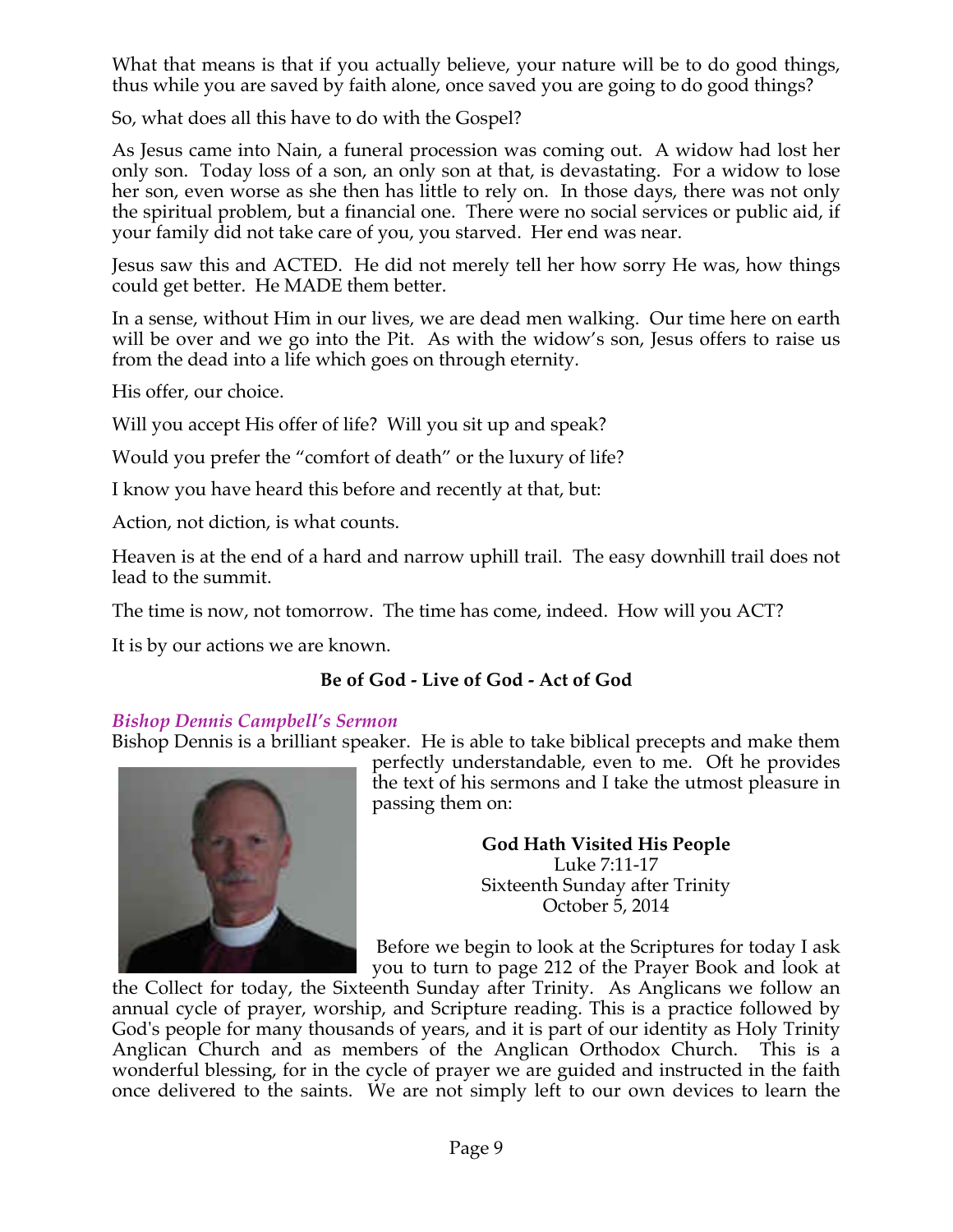What that means is that if you actually believe, your nature will be to do good things, thus while you are saved by faith alone, once saved you are going to do good things?

So, what does all this have to do with the Gospel?

As Jesus came into Nain, a funeral procession was coming out. A widow had lost her only son. Today loss of a son, an only son at that, is devastating. For a widow to lose her son, even worse as she then has little to rely on. In those days, there was not only the spiritual problem, but a financial one. There were no social services or public aid, if your family did not take care of you, you starved. Her end was near.

Jesus saw this and ACTED. He did not merely tell her how sorry He was, how things could get better. He MADE them better.

In a sense, without Him in our lives, we are dead men walking. Our time here on earth will be over and we go into the Pit. As with the widow's son, Jesus offers to raise us from the dead into a life which goes on through eternity.

His offer, our choice.

Will you accept His offer of life? Will you sit up and speak?

Would you prefer the "comfort of death" or the luxury of life?

I know you have heard this before and recently at that, but:

Action, not diction, is what counts.

Heaven is at the end of a hard and narrow uphill trail. The easy downhill trail does not lead to the summit.

The time is now, not tomorrow. The time has come, indeed. How will you ACT?

It is by our actions we are known.

**Be of God - Live of God - Act of God**

### *Bishop Dennis Campbell's Sermon*

Bishop Dennis is a brilliant speaker. He is able to take biblical precepts and make them perfectly understandable, even to me. Oft he provides the text of his sermons and I take the utmost pleasure in passing them on:

**God Hath Visited His People**
Luke 7:11-17
Sixteenth Sunday after Trinity
October 5, 2014

Before we begin to look at the Scriptures for today I ask you to turn to page 212 of the Prayer Book and look at the Collect for today, the Sixteenth Sunday after Trinity. As Anglicans we follow an annual cycle of prayer, worship, and Scripture reading. This is a practice followed by God's people for many thousands of years, and it is part of our identity as Holy Trinity Anglican Church and as members of the Anglican Orthodox Church. This is a wonderful blessing, for in the cycle of prayer we are guided and instructed in the faith once delivered to the saints. We are not simply left to our own devices to learn the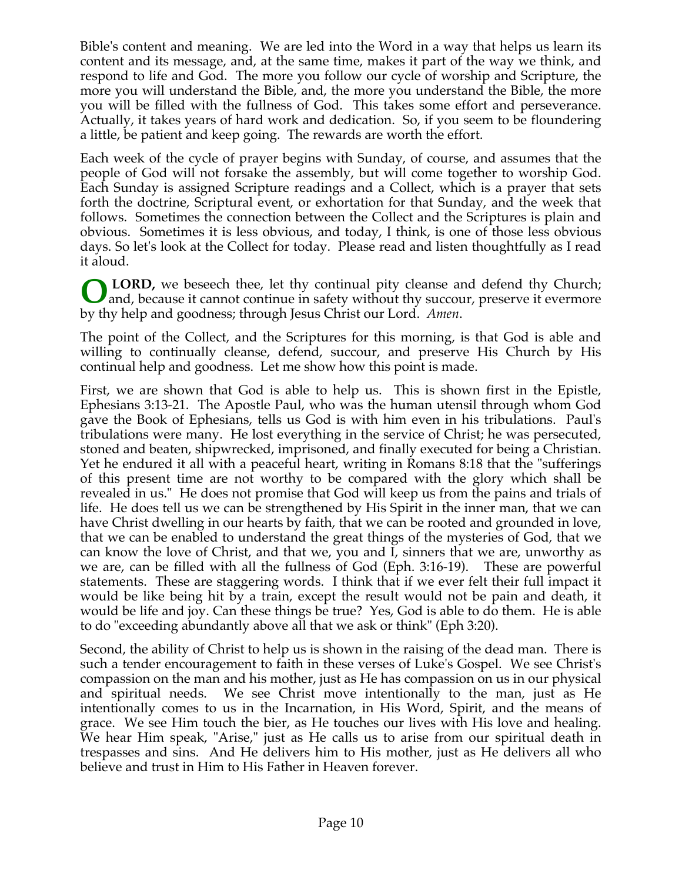Bible's content and meaning. We are led into the Word in a way that helps us learn its content and its message, and, at the same time, makes it part of the way we think, and respond to life and God. The more you follow our cycle of worship and Scripture, the more you will understand the Bible, and, the more you understand the Bible, the more you will be filled with the fullness of God. This takes some effort and perseverance. Actually, it takes years of hard work and dedication. So, if you seem to be floundering a little, be patient and keep going. The rewards are worth the effort.

Each week of the cycle of prayer begins with Sunday, of course, and assumes that the people of God will not forsake the assembly, but will come together to worship God. Each Sunday is assigned Scripture readings and a Collect, which is a prayer that sets forth the doctrine, Scriptural event, or exhortation for that Sunday, and the week that follows. Sometimes the connection between the Collect and the Scriptures is plain and obvious. Sometimes it is less obvious, and today, I think, is one of those less obvious days. So let's look at the Collect for today. Please read and listen thoughtfully as I read it aloud.

**O LORD,** we beseech thee, let thy continual pity cleanse and defend thy Church; and, because it cannot continue in safety without thy succour, preserve it evermore by thy help and goodness; through Jesus Christ our Lord. *Amen*.

The point of the Collect, and the Scriptures for this morning, is that God is able and willing to continually cleanse, defend, succour, and preserve His Church by His continual help and goodness. Let me show how this point is made.

First, we are shown that God is able to help us. This is shown first in the Epistle, Ephesians 3:13-21. The Apostle Paul, who was the human utensil through whom God gave the Book of Ephesians, tells us God is with him even in his tribulations. Paul's tribulations were many. He lost everything in the service of Christ; he was persecuted, stoned and beaten, shipwrecked, imprisoned, and finally executed for being a Christian. Yet he endured it all with a peaceful heart, writing in Romans 8:18 that the "sufferings of this present time are not worthy to be compared with the glory which shall be revealed in us." He does not promise that God will keep us from the pains and trials of life. He does tell us we can be strengthened by His Spirit in the inner man, that we can have Christ dwelling in our hearts by faith, that we can be rooted and grounded in love, that we can be enabled to understand the great things of the mysteries of God, that we can know the love of Christ, and that we, you and I, sinners that we are, unworthy as we are, can be filled with all the fullness of God (Eph. 3:16-19). These are powerful statements. These are staggering words. I think that if we ever felt their full impact it would be like being hit by a train, except the result would not be pain and death, it would be life and joy. Can these things be true? Yes, God is able to do them. He is able to do "exceeding abundantly above all that we ask or think" (Eph 3:20).

Second, the ability of Christ to help us is shown in the raising of the dead man. There is such a tender encouragement to faith in these verses of Luke's Gospel. We see Christ's compassion on the man and his mother, just as He has compassion on us in our physical and spiritual needs. We see Christ move intentionally to the man, just as He intentionally comes to us in the Incarnation, in His Word, Spirit, and the means of grace. We see Him touch the bier, as He touches our lives with His love and healing. We hear Him speak, "Arise," just as He calls us to arise from our spiritual death in trespasses and sins. And He delivers him to His mother, just as He delivers all who believe and trust in Him to His Father in Heaven forever.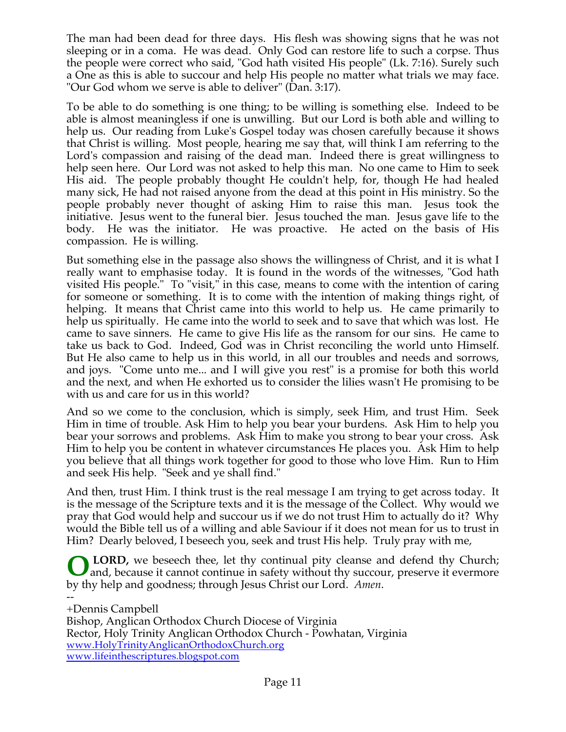The man had been dead for three days. His flesh was showing signs that he was not sleeping or in a coma. He was dead. Only God can restore life to such a corpse. Thus the people were correct who said, "God hath visited His people" (Lk. 7:16). Surely such a One as this is able to succour and help His people no matter what trials we may face. "Our God whom we serve is able to deliver" (Dan. 3:17).

To be able to do something is one thing; to be willing is something else. Indeed to be able is almost meaningless if one is unwilling. But our Lord is both able and willing to help us. Our reading from Luke's Gospel today was chosen carefully because it shows that Christ is willing. Most people, hearing me say that, will think I am referring to the Lord's compassion and raising of the dead man. Indeed there is great willingness to help seen here. Our Lord was not asked to help this man. No one came to Him to seek His aid. The people probably thought He couldn't help, for, though He had healed many sick, He had not raised anyone from the dead at this point in His ministry. So the people probably never thought of asking Him to raise this man. Jesus took the initiative. Jesus went to the funeral bier. Jesus touched the man. Jesus gave life to the body. He was the initiator. He was proactive. He acted on the basis of His compassion. He is willing.

But something else in the passage also shows the willingness of Christ, and it is what I really want to emphasise today. It is found in the words of the witnesses, "God hath visited His people." To "visit," in this case, means to come with the intention of caring for someone or something. It is to come with the intention of making things right, of helping. It means that Christ came into this world to help us. He came primarily to help us spiritually. He came into the world to seek and to save that which was lost. He came to save sinners. He came to give His life as the ransom for our sins. He came to take us back to God. Indeed, God was in Christ reconciling the world unto Himself. But He also came to help us in this world, in all our troubles and needs and sorrows, and joys. "Come unto me... and I will give you rest" is a promise for both this world and the next, and when He exhorted us to consider the lilies wasn't He promising to be with us and care for us in this world?

And so we come to the conclusion, which is simply, seek Him, and trust Him. Seek Him in time of trouble. Ask Him to help you bear your burdens. Ask Him to help you bear your sorrows and problems. Ask Him to make you strong to bear your cross. Ask Him to help you be content in whatever circumstances He places you. Ask Him to help you believe that all things work together for good to those who love Him. Run to Him and seek His help. "Seek and ye shall find."

And then, trust Him. I think trust is the real message I am trying to get across today. It is the message of the Scripture texts and it is the message of the Collect. Why would we pray that God would help and succour us if we do not trust Him to actually do it? Why would the Bible tell us of a willing and able Saviour if it does not mean for us to trust in Him? Dearly beloved, I beseech you, seek and trust His help. Truly pray with me,

**O LORD,** we beseech thee, let thy continual pity cleanse and defend thy Church; and, because it cannot continue in safety without thy succour, preserve it evermore by thy help and goodness; through Jesus Christ our Lord. *Amen*.

--
+Dennis Campbell
Bishop, Anglican Orthodox Church Diocese of Virginia
Rector, Holy Trinity Anglican Orthodox Church - Powhatan, Virginia
www.HolyTrinityAnglicanOrthodoxChurch.org
www.lifeinthescriptures.blogspot.com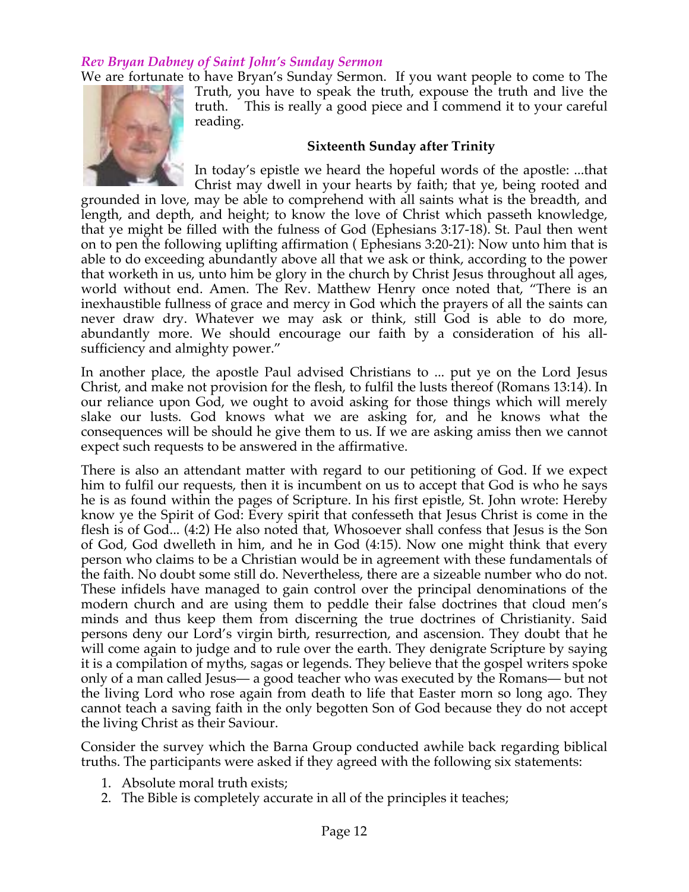### *Rev Bryan Dabney of Saint John's Sunday Sermon*

We are fortunate to have Bryan's Sunday Sermon. If you want people to come to The Truth, you have to speak the truth, expouse the truth and live the truth. This is really a good piece and I commend it to your careful reading.

**Sixteenth Sunday after Trinity**

In today's epistle we heard the hopeful words of the apostle: ...that Christ may dwell in your hearts by faith; that ye, being rooted and grounded in love, may be able to comprehend with all saints what is the breadth, and length, and depth, and height; to know the love of Christ which passeth knowledge, that ye might be filled with the fulness of God (Ephesians 3:17-18). St. Paul then went on to pen the following uplifting affirmation ( Ephesians 3:20-21): Now unto him that is able to do exceeding abundantly above all that we ask or think, according to the power that worketh in us, unto him be glory in the church by Christ Jesus throughout all ages, world without end. Amen. The Rev. Matthew Henry once noted that, "There is an inexhaustible fullness of grace and mercy in God which the prayers of all the saints can never draw dry. Whatever we may ask or think, still God is able to do more, abundantly more. We should encourage our faith by a consideration of his all-sufficiency and almighty power."

In another place, the apostle Paul advised Christians to ... put ye on the Lord Jesus Christ, and make not provision for the flesh, to fulfil the lusts thereof (Romans 13:14). In our reliance upon God, we ought to avoid asking for those things which will merely slake our lusts. God knows what we are asking for, and he knows what the consequences will be should he give them to us. If we are asking amiss then we cannot expect such requests to be answered in the affirmative.

There is also an attendant matter with regard to our petitioning of God. If we expect him to fulfil our requests, then it is incumbent on us to accept that God is who he says he is as found within the pages of Scripture. In his first epistle, St. John wrote: Hereby know ye the Spirit of God: Every spirit that confesseth that Jesus Christ is come in the flesh is of God... (4:2) He also noted that, Whosoever shall confess that Jesus is the Son of God, God dwelleth in him, and he in God (4:15). Now one might think that every person who claims to be a Christian would be in agreement with these fundamentals of the faith. No doubt some still do. Nevertheless, there are a sizeable number who do not. These infidels have managed to gain control over the principal denominations of the modern church and are using them to peddle their false doctrines that cloud men's minds and thus keep them from discerning the true doctrines of Christianity. Said persons deny our Lord's virgin birth, resurrection, and ascension. They doubt that he will come again to judge and to rule over the earth. They denigrate Scripture by saying it is a compilation of myths, sagas or legends. They believe that the gospel writers spoke only of a man called Jesus— a good teacher who was executed by the Romans— but not the living Lord who rose again from death to life that Easter morn so long ago. They cannot teach a saving faith in the only begotten Son of God because they do not accept the living Christ as their Saviour.

Consider the survey which the Barna Group conducted awhile back regarding biblical truths. The participants were asked if they agreed with the following six statements:

1. Absolute moral truth exists;
2. The Bible is completely accurate in all of the principles it teaches;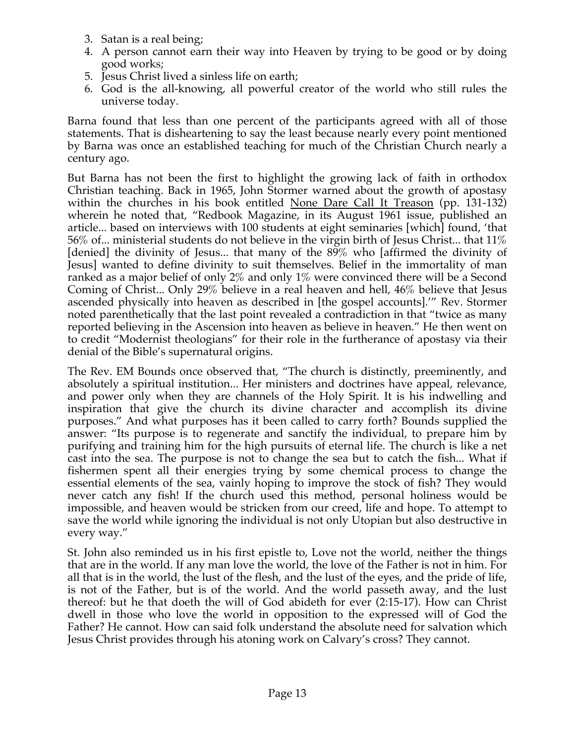3. Satan is a real being;
4. A person cannot earn their way into Heaven by trying to be good or by doing good works;
5. Jesus Christ lived a sinless life on earth;
6. God is the all-knowing, all powerful creator of the world who still rules the universe today.

Barna found that less than one percent of the participants agreed with all of those statements. That is disheartening to say the least because nearly every point mentioned by Barna was once an established teaching for much of the Christian Church nearly a century ago.

But Barna has not been the first to highlight the growing lack of faith in orthodox Christian teaching. Back in 1965, John Stormer warned about the growth of apostasy within the churches in his book entitled None Dare Call It Treason (pp. 131-132) wherein he noted that, "Redbook Magazine, in its August 1961 issue, published an article... based on interviews with 100 students at eight seminaries [which] found, 'that 56% of... ministerial students do not believe in the virgin birth of Jesus Christ... that 11% [denied] the divinity of Jesus... that many of the 89% who [affirmed the divinity of Jesus] wanted to define divinity to suit themselves. Belief in the immortality of man ranked as a major belief of only 2% and only 1% were convinced there will be a Second Coming of Christ... Only 29% believe in a real heaven and hell, 46% believe that Jesus ascended physically into heaven as described in [the gospel accounts].'" Rev. Stormer noted parenthetically that the last point revealed a contradiction in that "twice as many reported believing in the Ascension into heaven as believe in heaven." He then went on to credit "Modernist theologians" for their role in the furtherance of apostasy via their denial of the Bible's supernatural origins.

The Rev. EM Bounds once observed that, "The church is distinctly, preeminently, and absolutely a spiritual institution... Her ministers and doctrines have appeal, relevance, and power only when they are channels of the Holy Spirit. It is his indwelling and inspiration that give the church its divine character and accomplish its divine purposes." And what purposes has it been called to carry forth? Bounds supplied the answer: "Its purpose is to regenerate and sanctify the individual, to prepare him by purifying and training him for the high pursuits of eternal life. The church is like a net cast into the sea. The purpose is not to change the sea but to catch the fish... What if fishermen spent all their energies trying by some chemical process to change the essential elements of the sea, vainly hoping to improve the stock of fish? They would never catch any fish! If the church used this method, personal holiness would be impossible, and heaven would be stricken from our creed, life and hope. To attempt to save the world while ignoring the individual is not only Utopian but also destructive in every way."

St. John also reminded us in his first epistle to, Love not the world, neither the things that are in the world. If any man love the world, the love of the Father is not in him. For all that is in the world, the lust of the flesh, and the lust of the eyes, and the pride of life, is not of the Father, but is of the world. And the world passeth away, and the lust thereof: but he that doeth the will of God abideth for ever (2:15-17). How can Christ dwell in those who love the world in opposition to the expressed will of God the Father? He cannot. How can said folk understand the absolute need for salvation which Jesus Christ provides through his atoning work on Calvary's cross? They cannot.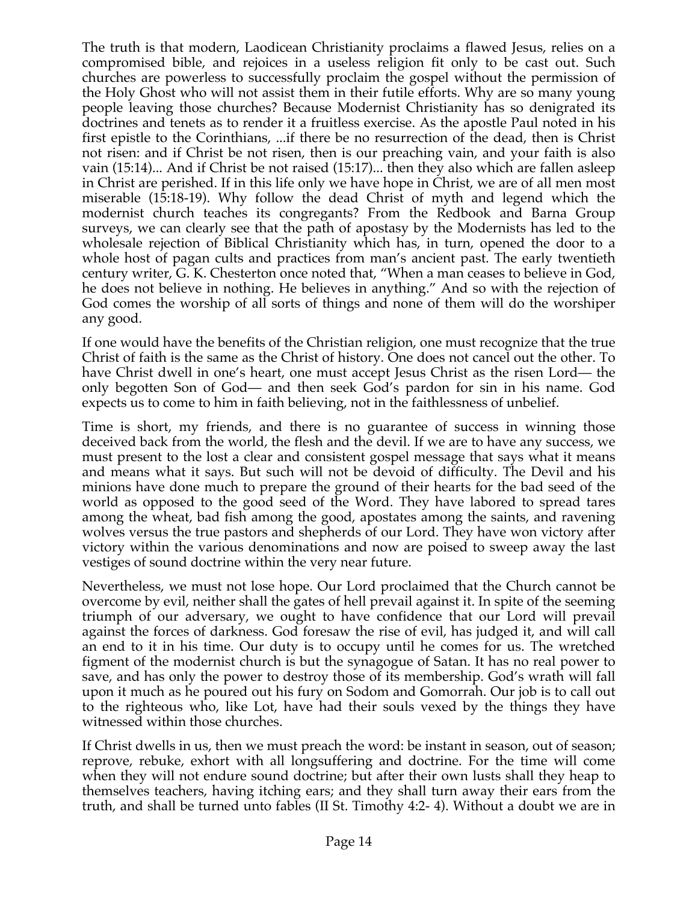The truth is that modern, Laodicean Christianity proclaims a flawed Jesus, relies on a compromised bible, and rejoices in a useless religion fit only to be cast out. Such churches are powerless to successfully proclaim the gospel without the permission of the Holy Ghost who will not assist them in their futile efforts. Why are so many young people leaving those churches? Because Modernist Christianity has so denigrated its doctrines and tenets as to render it a fruitless exercise. As the apostle Paul noted in his first epistle to the Corinthians, ...if there be no resurrection of the dead, then is Christ not risen: and if Christ be not risen, then is our preaching vain, and your faith is also vain (15:14)... And if Christ be not raised (15:17)... then they also which are fallen asleep in Christ are perished. If in this life only we have hope in Christ, we are of all men most miserable (15:18-19). Why follow the dead Christ of myth and legend which the modernist church teaches its congregants? From the Redbook and Barna Group surveys, we can clearly see that the path of apostasy by the Modernists has led to the wholesale rejection of Biblical Christianity which has, in turn, opened the door to a whole host of pagan cults and practices from man's ancient past. The early twentieth century writer, G. K. Chesterton once noted that, "When a man ceases to believe in God, he does not believe in nothing. He believes in anything." And so with the rejection of God comes the worship of all sorts of things and none of them will do the worshiper any good.

If one would have the benefits of the Christian religion, one must recognize that the true Christ of faith is the same as the Christ of history. One does not cancel out the other. To have Christ dwell in one's heart, one must accept Jesus Christ as the risen Lord— the only begotten Son of God— and then seek God's pardon for sin in his name. God expects us to come to him in faith believing, not in the faithlessness of unbelief.

Time is short, my friends, and there is no guarantee of success in winning those deceived back from the world, the flesh and the devil. If we are to have any success, we must present to the lost a clear and consistent gospel message that says what it means and means what it says. But such will not be devoid of difficulty. The Devil and his minions have done much to prepare the ground of their hearts for the bad seed of the world as opposed to the good seed of the Word. They have labored to spread tares among the wheat, bad fish among the good, apostates among the saints, and ravening wolves versus the true pastors and shepherds of our Lord. They have won victory after victory within the various denominations and now are poised to sweep away the last vestiges of sound doctrine within the very near future.

Nevertheless, we must not lose hope. Our Lord proclaimed that the Church cannot be overcome by evil, neither shall the gates of hell prevail against it. In spite of the seeming triumph of our adversary, we ought to have confidence that our Lord will prevail against the forces of darkness. God foresaw the rise of evil, has judged it, and will call an end to it in his time. Our duty is to occupy until he comes for us. The wretched figment of the modernist church is but the synagogue of Satan. It has no real power to save, and has only the power to destroy those of its membership. God's wrath will fall upon it much as he poured out his fury on Sodom and Gomorrah. Our job is to call out to the righteous who, like Lot, have had their souls vexed by the things they have witnessed within those churches.

If Christ dwells in us, then we must preach the word: be instant in season, out of season; reprove, rebuke, exhort with all longsuffering and doctrine. For the time will come when they will not endure sound doctrine; but after their own lusts shall they heap to themselves teachers, having itching ears; and they shall turn away their ears from the truth, and shall be turned unto fables (II St. Timothy 4:2- 4). Without a doubt we are in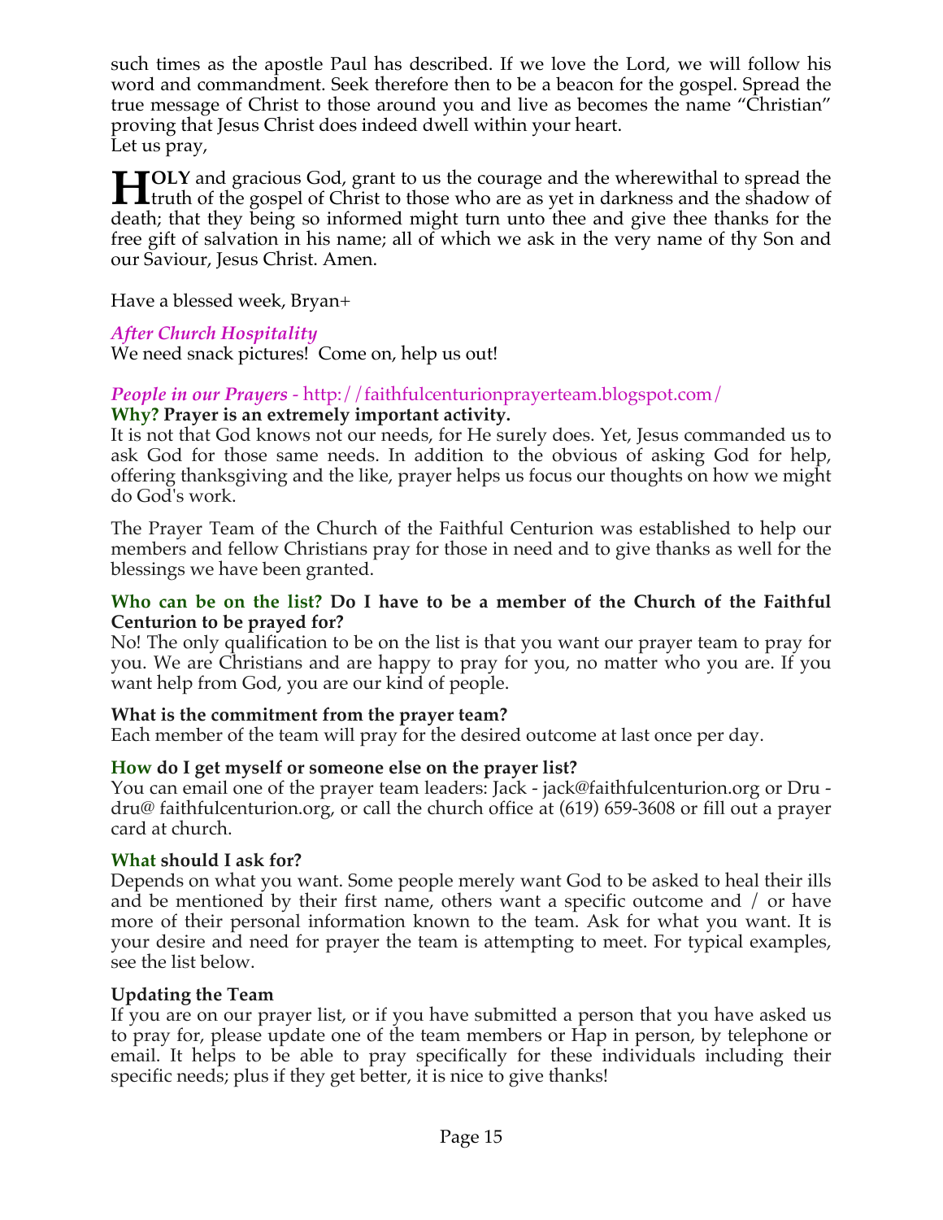such times as the apostle Paul has described. If we love the Lord, we will follow his word and commandment. Seek therefore then to be a beacon for the gospel. Spread the true message of Christ to those around you and live as becomes the name "Christian" proving that Jesus Christ does indeed dwell within your heart.
Let us pray,

**HOLY** and gracious God, grant to us the courage and the wherewithal to spread the truth of the gospel of Christ to those who are as yet in darkness and the shadow of death; that they being so informed might turn unto thee and give thee thanks for the free gift of salvation in his name; all of which we ask in the very name of thy Son and our Saviour, Jesus Christ. Amen.

Have a blessed week, Bryan+

*After Church Hospitality*
We need snack pictures! Come on, help us out!

*People in our Prayers* - http://faithfulcenturionprayerteam.blogspot.com/
**Why? Prayer is an extremely important activity.**
It is not that God knows not our needs, for He surely does. Yet, Jesus commanded us to ask God for those same needs. In addition to the obvious of asking God for help, offering thanksgiving and the like, prayer helps us focus our thoughts on how we might do God's work.

The Prayer Team of the Church of the Faithful Centurion was established to help our members and fellow Christians pray for those in need and to give thanks as well for the blessings we have been granted.

**Who can be on the list? Do I have to be a member of the Church of the Faithful Centurion to be prayed for?**
No! The only qualification to be on the list is that you want our prayer team to pray for you. We are Christians and are happy to pray for you, no matter who you are. If you want help from God, you are our kind of people.

**What is the commitment from the prayer team?**
Each member of the team will pray for the desired outcome at last once per day.

**How do I get myself or someone else on the prayer list?**
You can email one of the prayer team leaders: Jack - jack@faithfulcenturion.org or Dru - dru@ faithfulcenturion.org, or call the church office at (619) 659-3608 or fill out a prayer card at church.

**What should I ask for?**
Depends on what you want. Some people merely want God to be asked to heal their ills and be mentioned by their first name, others want a specific outcome and / or have more of their personal information known to the team. Ask for what you want. It is your desire and need for prayer the team is attempting to meet. For typical examples, see the list below.

**Updating the Team**
If you are on our prayer list, or if you have submitted a person that you have asked us to pray for, please update one of the team members or Hap in person, by telephone or email. It helps to be able to pray specifically for these individuals including their specific needs; plus if they get better, it is nice to give thanks!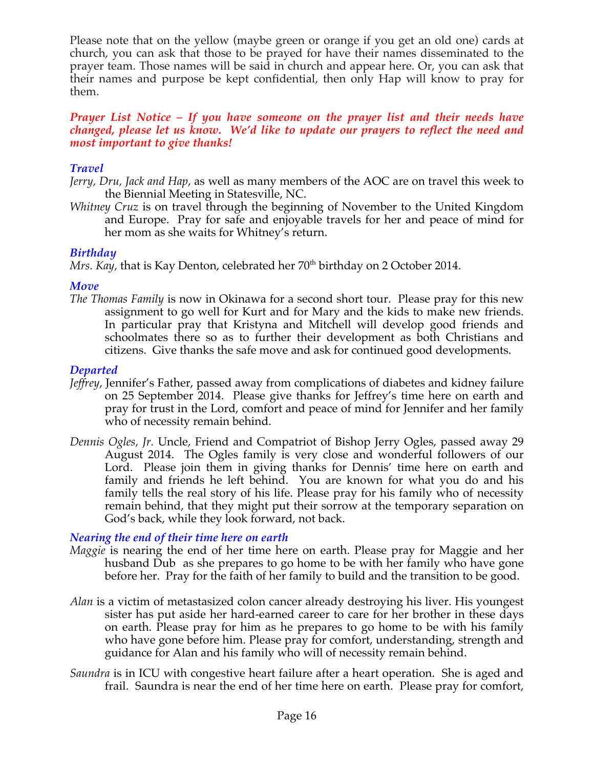Please note that on the yellow (maybe green or orange if you get an old one) cards at church, you can ask that those to be prayed for have their names disseminated to the prayer team. Those names will be said in church and appear here. Or, you can ask that their names and purpose be kept confidential, then only Hap will know to pray for them.

***Prayer List Notice – If you have someone on the prayer list and their needs have changed, please let us know. We'd like to update our prayers to reflect the need and most important to give thanks!***

### *Travel*

*Jerry, Dru, Jack and Hap*, as well as many members of the AOC are on travel this week to the Biennial Meeting in Statesville, NC.

*Whitney Cruz* is on travel through the beginning of November to the United Kingdom and Europe. Pray for safe and enjoyable travels for her and peace of mind for her mom as she waits for Whitney's return.

### *Birthday*

*Mrs. Kay,* that is Kay Denton, celebrated her 70th birthday on 2 October 2014.

### *Move*

*The Thomas Family* is now in Okinawa for a second short tour. Please pray for this new assignment to go well for Kurt and for Mary and the kids to make new friends. In particular pray that Kristyna and Mitchell will develop good friends and schoolmates there so as to further their development as both Christians and citizens. Give thanks the safe move and ask for continued good developments.

### *Departed*

*Jeffrey*, Jennifer's Father, passed away from complications of diabetes and kidney failure on 25 September 2014. Please give thanks for Jeffrey's time here on earth and pray for trust in the Lord, comfort and peace of mind for Jennifer and her family who of necessity remain behind.

*Dennis Ogles, Jr.* Uncle, Friend and Compatriot of Bishop Jerry Ogles, passed away 29 August 2014. The Ogles family is very close and wonderful followers of our Lord. Please join them in giving thanks for Dennis' time here on earth and family and friends he left behind. You are known for what you do and his family tells the real story of his life. Please pray for his family who of necessity remain behind, that they might put their sorrow at the temporary separation on God's back, while they look forward, not back.

### *Nearing the end of their time here on earth*

*Maggie* is nearing the end of her time here on earth. Please pray for Maggie and her husband Dub as she prepares to go home to be with her family who have gone before her. Pray for the faith of her family to build and the transition to be good.

*Alan* is a victim of metastasized colon cancer already destroying his liver. His youngest sister has put aside her hard-earned career to care for her brother in these days on earth. Please pray for him as he prepares to go home to be with his family who have gone before him. Please pray for comfort, understanding, strength and guidance for Alan and his family who will of necessity remain behind.

*Saundra* is in ICU with congestive heart failure after a heart operation. She is aged and frail. Saundra is near the end of her time here on earth. Please pray for comfort,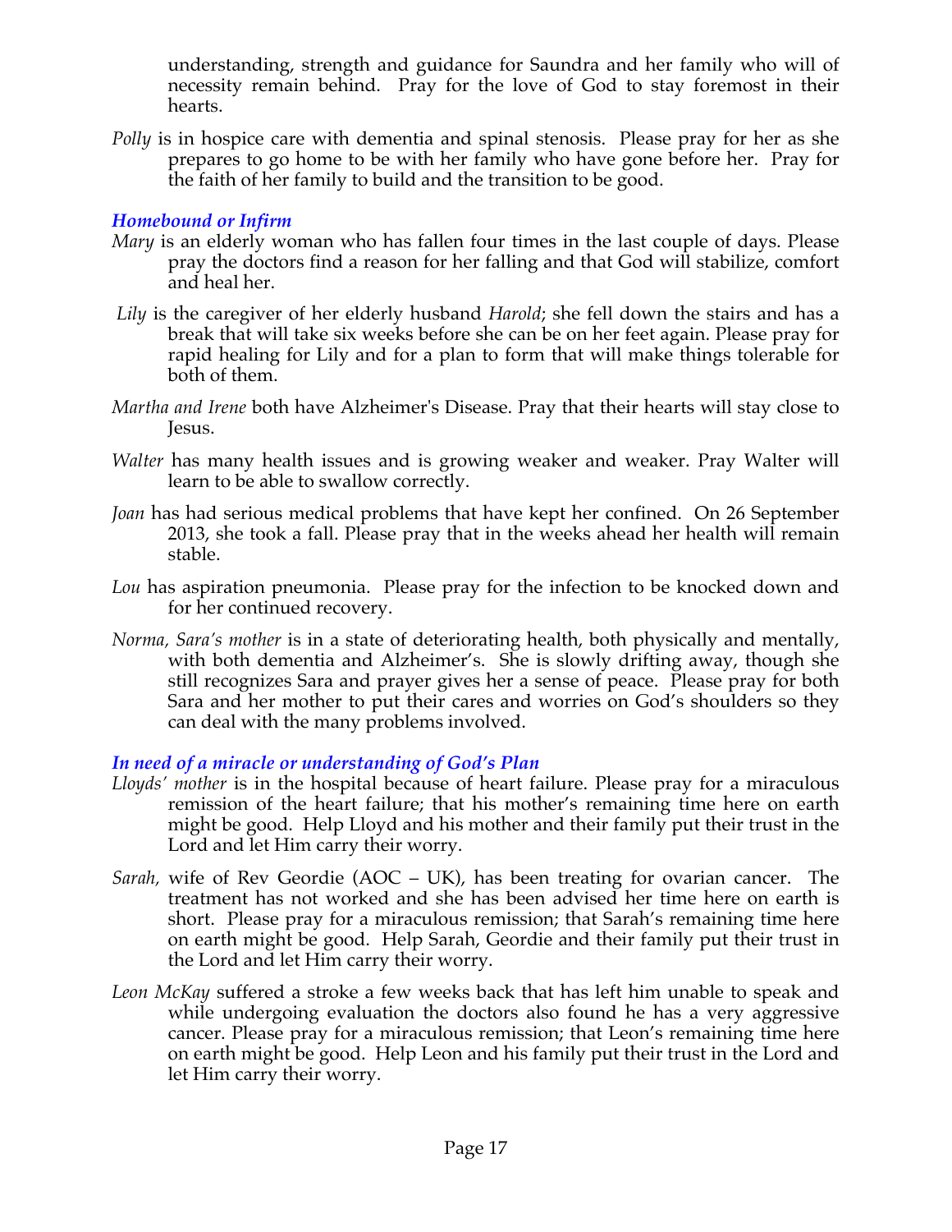understanding, strength and guidance for Saundra and her family who will of necessity remain behind. Pray for the love of God to stay foremost in their hearts.

*Polly* is in hospice care with dementia and spinal stenosis. Please pray for her as she prepares to go home to be with her family who have gone before her. Pray for the faith of her family to build and the transition to be good.

### *Homebound or Infirm*

*Mary* is an elderly woman who has fallen four times in the last couple of days. Please pray the doctors find a reason for her falling and that God will stabilize, comfort and heal her.

*Lily* is the caregiver of her elderly husband *Harold*; she fell down the stairs and has a break that will take six weeks before she can be on her feet again. Please pray for rapid healing for Lily and for a plan to form that will make things tolerable for both of them.

*Martha and Irene* both have Alzheimer's Disease. Pray that their hearts will stay close to Jesus.

*Walter* has many health issues and is growing weaker and weaker. Pray Walter will learn to be able to swallow correctly.

*Joan* has had serious medical problems that have kept her confined. On 26 September 2013, she took a fall. Please pray that in the weeks ahead her health will remain stable.

*Lou* has aspiration pneumonia. Please pray for the infection to be knocked down and for her continued recovery.

*Norma, Sara's mother* is in a state of deteriorating health, both physically and mentally, with both dementia and Alzheimer's. She is slowly drifting away, though she still recognizes Sara and prayer gives her a sense of peace. Please pray for both Sara and her mother to put their cares and worries on God's shoulders so they can deal with the many problems involved.

### *In need of a miracle or understanding of God's Plan*

*Lloyds' mother* is in the hospital because of heart failure. Please pray for a miraculous remission of the heart failure; that his mother's remaining time here on earth might be good. Help Lloyd and his mother and their family put their trust in the Lord and let Him carry their worry.

*Sarah,* wife of Rev Geordie (AOC – UK), has been treating for ovarian cancer. The treatment has not worked and she has been advised her time here on earth is short. Please pray for a miraculous remission; that Sarah's remaining time here on earth might be good. Help Sarah, Geordie and their family put their trust in the Lord and let Him carry their worry.

*Leon McKay* suffered a stroke a few weeks back that has left him unable to speak and while undergoing evaluation the doctors also found he has a very aggressive cancer. Please pray for a miraculous remission; that Leon's remaining time here on earth might be good. Help Leon and his family put their trust in the Lord and let Him carry their worry.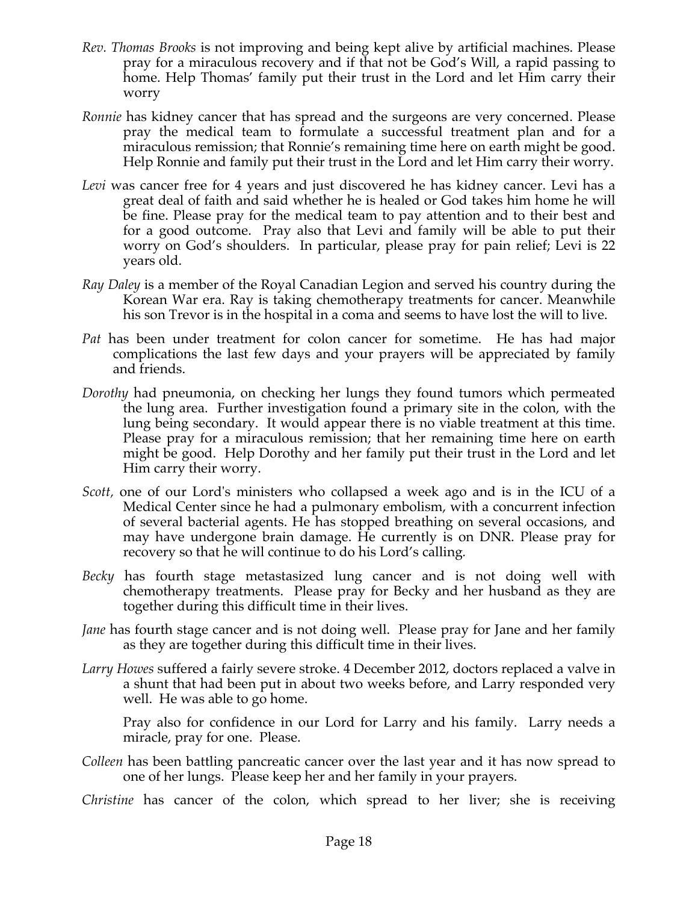*Rev. Thomas Brooks* is not improving and being kept alive by artificial machines. Please pray for a miraculous recovery and if that not be God's Will, a rapid passing to home. Help Thomas' family put their trust in the Lord and let Him carry their worry

*Ronnie* has kidney cancer that has spread and the surgeons are very concerned. Please pray the medical team to formulate a successful treatment plan and for a miraculous remission; that Ronnie's remaining time here on earth might be good. Help Ronnie and family put their trust in the Lord and let Him carry their worry.

*Levi* was cancer free for 4 years and just discovered he has kidney cancer. Levi has a great deal of faith and said whether he is healed or God takes him home he will be fine. Please pray for the medical team to pay attention and to their best and for a good outcome. Pray also that Levi and family will be able to put their worry on God's shoulders. In particular, please pray for pain relief; Levi is 22 years old.

*Ray Daley* is a member of the Royal Canadian Legion and served his country during the Korean War era. Ray is taking chemotherapy treatments for cancer. Meanwhile his son Trevor is in the hospital in a coma and seems to have lost the will to live.

*Pat* has been under treatment for colon cancer for sometime. He has had major complications the last few days and your prayers will be appreciated by family and friends.

*Dorothy* had pneumonia, on checking her lungs they found tumors which permeated the lung area. Further investigation found a primary site in the colon, with the lung being secondary. It would appear there is no viable treatment at this time. Please pray for a miraculous remission; that her remaining time here on earth might be good. Help Dorothy and her family put their trust in the Lord and let Him carry their worry.

*Scott,* one of our Lord's ministers who collapsed a week ago and is in the ICU of a Medical Center since he had a pulmonary embolism, with a concurrent infection of several bacterial agents. He has stopped breathing on several occasions, and may have undergone brain damage. He currently is on DNR. Please pray for recovery so that he will continue to do his Lord's calling.

*Becky* has fourth stage metastasized lung cancer and is not doing well with chemotherapy treatments. Please pray for Becky and her husband as they are together during this difficult time in their lives.

*Jane* has fourth stage cancer and is not doing well. Please pray for Jane and her family as they are together during this difficult time in their lives.

*Larry Howes* suffered a fairly severe stroke. 4 December 2012, doctors replaced a valve in a shunt that had been put in about two weeks before, and Larry responded very well. He was able to go home.

Pray also for confidence in our Lord for Larry and his family. Larry needs a miracle, pray for one. Please.

*Colleen* has been battling pancreatic cancer over the last year and it has now spread to one of her lungs. Please keep her and her family in your prayers.

*Christine* has cancer of the colon, which spread to her liver; she is receiving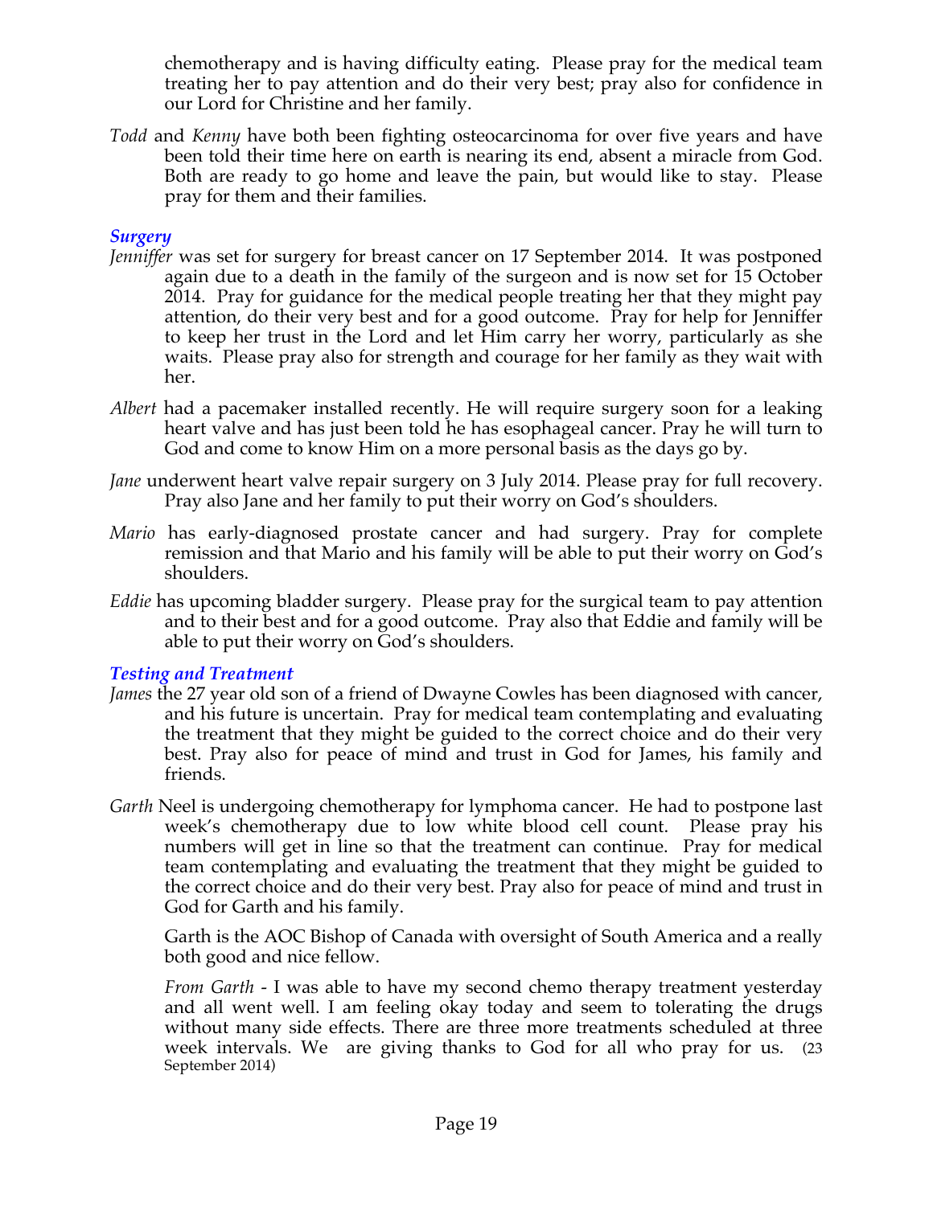chemotherapy and is having difficulty eating. Please pray for the medical team treating her to pay attention and do their very best; pray also for confidence in our Lord for Christine and her family.

*Todd* and *Kenny* have both been fighting osteocarcinoma for over five years and have been told their time here on earth is nearing its end, absent a miracle from God. Both are ready to go home and leave the pain, but would like to stay. Please pray for them and their families.

### *Surgery*

*Jenniffer* was set for surgery for breast cancer on 17 September 2014. It was postponed again due to a death in the family of the surgeon and is now set for 15 October 2014. Pray for guidance for the medical people treating her that they might pay attention, do their very best and for a good outcome. Pray for help for Jenniffer to keep her trust in the Lord and let Him carry her worry, particularly as she waits. Please pray also for strength and courage for her family as they wait with her.

*Albert* had a pacemaker installed recently. He will require surgery soon for a leaking heart valve and has just been told he has esophageal cancer. Pray he will turn to God and come to know Him on a more personal basis as the days go by.

*Jane* underwent heart valve repair surgery on 3 July 2014. Please pray for full recovery. Pray also Jane and her family to put their worry on God's shoulders.

*Mario* has early-diagnosed prostate cancer and had surgery. Pray for complete remission and that Mario and his family will be able to put their worry on God's shoulders.

*Eddie* has upcoming bladder surgery. Please pray for the surgical team to pay attention and to their best and for a good outcome. Pray also that Eddie and family will be able to put their worry on God's shoulders.

### *Testing and Treatment*

*James* the 27 year old son of a friend of Dwayne Cowles has been diagnosed with cancer, and his future is uncertain. Pray for medical team contemplating and evaluating the treatment that they might be guided to the correct choice and do their very best. Pray also for peace of mind and trust in God for James, his family and friends.

*Garth* Neel is undergoing chemotherapy for lymphoma cancer. He had to postpone last week's chemotherapy due to low white blood cell count. Please pray his numbers will get in line so that the treatment can continue. Pray for medical team contemplating and evaluating the treatment that they might be guided to the correct choice and do their very best. Pray also for peace of mind and trust in God for Garth and his family.

Garth is the AOC Bishop of Canada with oversight of South America and a really both good and nice fellow.

*From Garth* - I was able to have my second chemo therapy treatment yesterday and all went well. I am feeling okay today and seem to tolerating the drugs without many side effects. There are three more treatments scheduled at three week intervals. We are giving thanks to God for all who pray for us. (23 September 2014)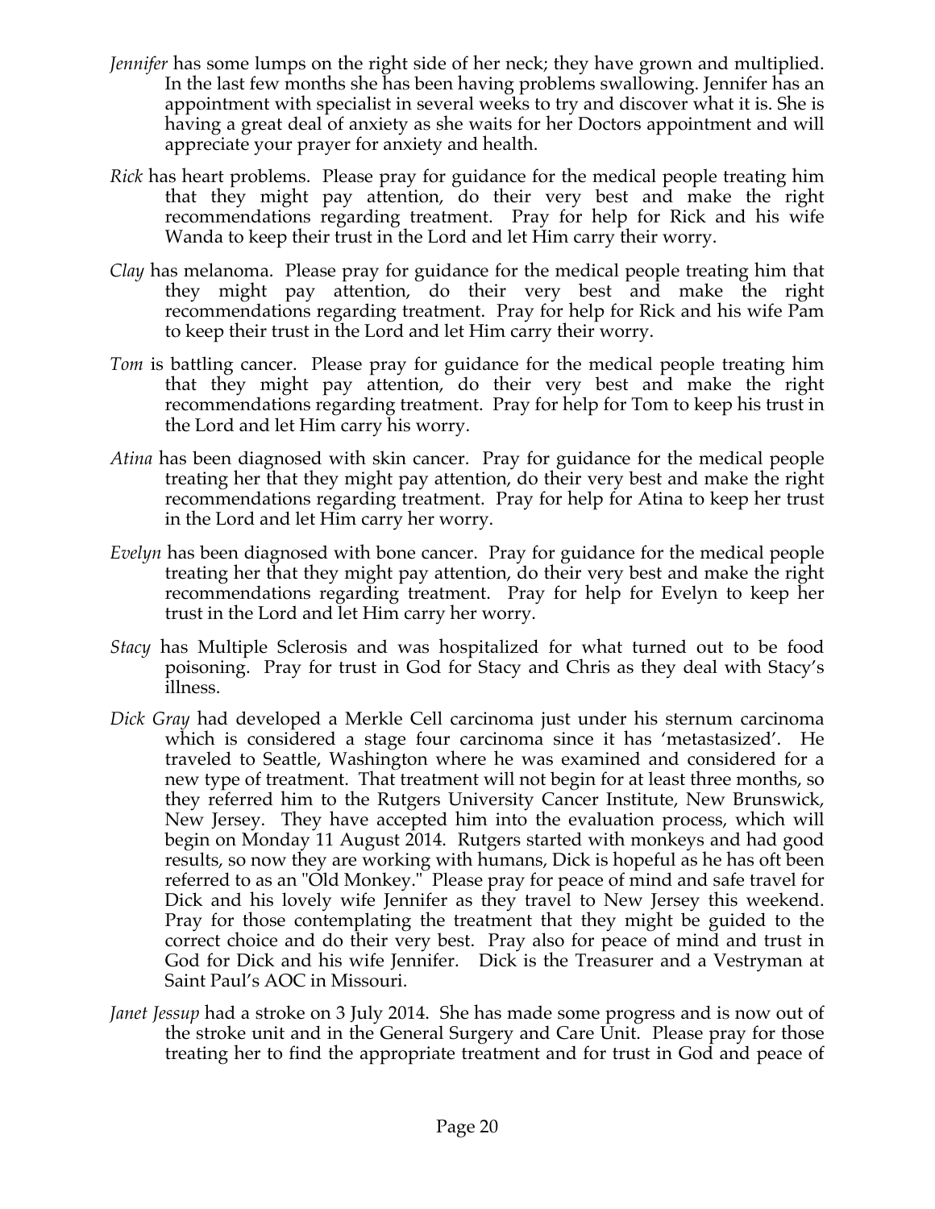*Jennifer* has some lumps on the right side of her neck; they have grown and multiplied. In the last few months she has been having problems swallowing. Jennifer has an appointment with specialist in several weeks to try and discover what it is. She is having a great deal of anxiety as she waits for her Doctors appointment and will appreciate your prayer for anxiety and health.

*Rick* has heart problems. Please pray for guidance for the medical people treating him that they might pay attention, do their very best and make the right recommendations regarding treatment. Pray for help for Rick and his wife Wanda to keep their trust in the Lord and let Him carry their worry.

*Clay* has melanoma. Please pray for guidance for the medical people treating him that they might pay attention, do their very best and make the right recommendations regarding treatment. Pray for help for Rick and his wife Pam to keep their trust in the Lord and let Him carry their worry.

*Tom* is battling cancer. Please pray for guidance for the medical people treating him that they might pay attention, do their very best and make the right recommendations regarding treatment. Pray for help for Tom to keep his trust in the Lord and let Him carry his worry.

*Atina* has been diagnosed with skin cancer. Pray for guidance for the medical people treating her that they might pay attention, do their very best and make the right recommendations regarding treatment. Pray for help for Atina to keep her trust in the Lord and let Him carry her worry.

*Evelyn* has been diagnosed with bone cancer. Pray for guidance for the medical people treating her that they might pay attention, do their very best and make the right recommendations regarding treatment. Pray for help for Evelyn to keep her trust in the Lord and let Him carry her worry.

*Stacy* has Multiple Sclerosis and was hospitalized for what turned out to be food poisoning. Pray for trust in God for Stacy and Chris as they deal with Stacy's illness.

*Dick Gray* had developed a Merkle Cell carcinoma just under his sternum carcinoma which is considered a stage four carcinoma since it has 'metastasized'. He traveled to Seattle, Washington where he was examined and considered for a new type of treatment. That treatment will not begin for at least three months, so they referred him to the Rutgers University Cancer Institute, New Brunswick, New Jersey. They have accepted him into the evaluation process, which will begin on Monday 11 August 2014. Rutgers started with monkeys and had good results, so now they are working with humans, Dick is hopeful as he has oft been referred to as an "Old Monkey." Please pray for peace of mind and safe travel for Dick and his lovely wife Jennifer as they travel to New Jersey this weekend. Pray for those contemplating the treatment that they might be guided to the correct choice and do their very best. Pray also for peace of mind and trust in God for Dick and his wife Jennifer. Dick is the Treasurer and a Vestryman at Saint Paul's AOC in Missouri.

*Janet Jessup* had a stroke on 3 July 2014. She has made some progress and is now out of the stroke unit and in the General Surgery and Care Unit. Please pray for those treating her to find the appropriate treatment and for trust in God and peace of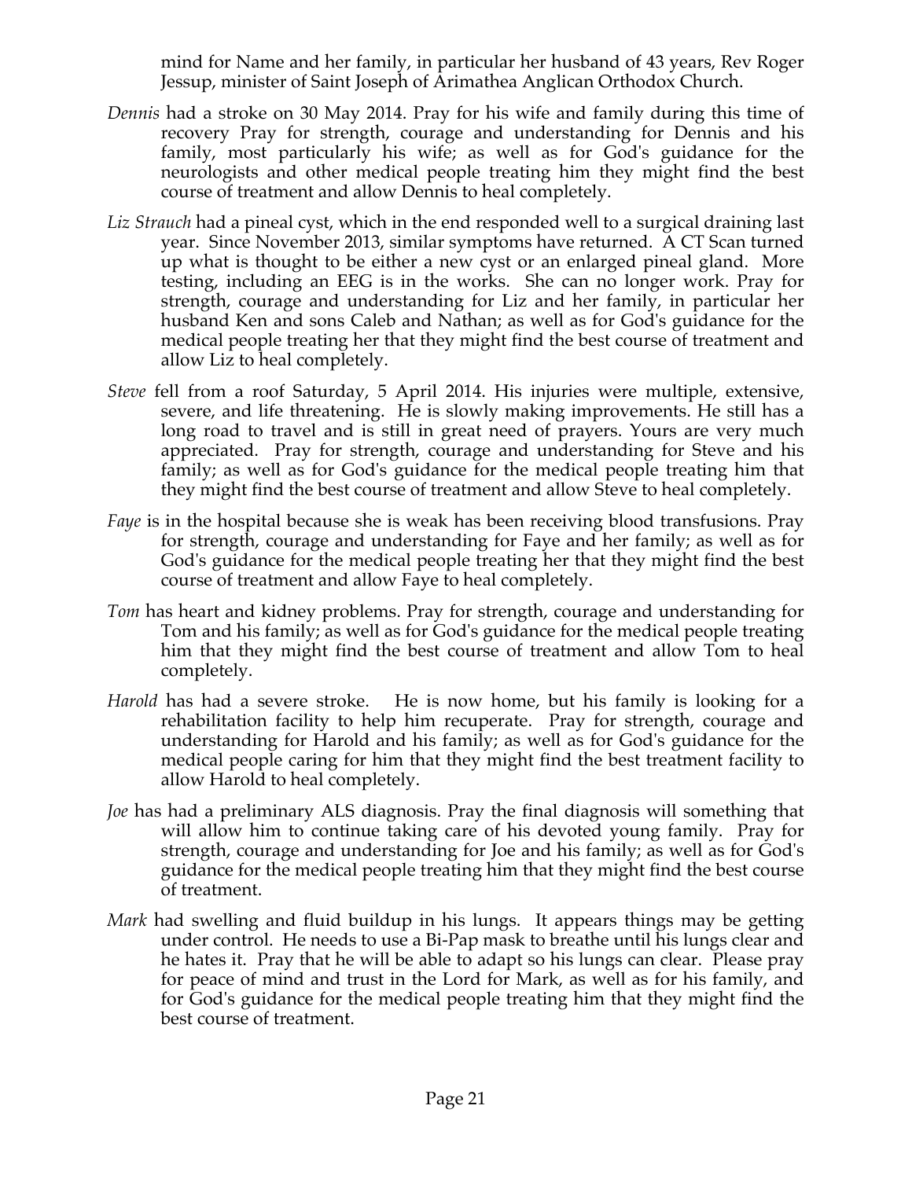mind for Name and her family, in particular her husband of 43 years, Rev Roger Jessup, minister of Saint Joseph of Arimathea Anglican Orthodox Church.

*Dennis* had a stroke on 30 May 2014. Pray for his wife and family during this time of recovery Pray for strength, courage and understanding for Dennis and his family, most particularly his wife; as well as for God's guidance for the neurologists and other medical people treating him they might find the best course of treatment and allow Dennis to heal completely.

*Liz Strauch* had a pineal cyst, which in the end responded well to a surgical draining last year. Since November 2013, similar symptoms have returned. A CT Scan turned up what is thought to be either a new cyst or an enlarged pineal gland. More testing, including an EEG is in the works. She can no longer work. Pray for strength, courage and understanding for Liz and her family, in particular her husband Ken and sons Caleb and Nathan; as well as for God's guidance for the medical people treating her that they might find the best course of treatment and allow Liz to heal completely.

*Steve* fell from a roof Saturday, 5 April 2014. His injuries were multiple, extensive, severe, and life threatening. He is slowly making improvements. He still has a long road to travel and is still in great need of prayers. Yours are very much appreciated. Pray for strength, courage and understanding for Steve and his family; as well as for God's guidance for the medical people treating him that they might find the best course of treatment and allow Steve to heal completely.

*Faye* is in the hospital because she is weak has been receiving blood transfusions. Pray for strength, courage and understanding for Faye and her family; as well as for God's guidance for the medical people treating her that they might find the best course of treatment and allow Faye to heal completely.

*Tom* has heart and kidney problems. Pray for strength, courage and understanding for Tom and his family; as well as for God's guidance for the medical people treating him that they might find the best course of treatment and allow Tom to heal completely.

*Harold* has had a severe stroke. He is now home, but his family is looking for a rehabilitation facility to help him recuperate. Pray for strength, courage and understanding for Harold and his family; as well as for God's guidance for the medical people caring for him that they might find the best treatment facility to allow Harold to heal completely.

*Joe* has had a preliminary ALS diagnosis. Pray the final diagnosis will something that will allow him to continue taking care of his devoted young family. Pray for strength, courage and understanding for Joe and his family; as well as for God's guidance for the medical people treating him that they might find the best course of treatment.

*Mark* had swelling and fluid buildup in his lungs. It appears things may be getting under control. He needs to use a Bi-Pap mask to breathe until his lungs clear and he hates it. Pray that he will be able to adapt so his lungs can clear. Please pray for peace of mind and trust in the Lord for Mark, as well as for his family, and for God's guidance for the medical people treating him that they might find the best course of treatment.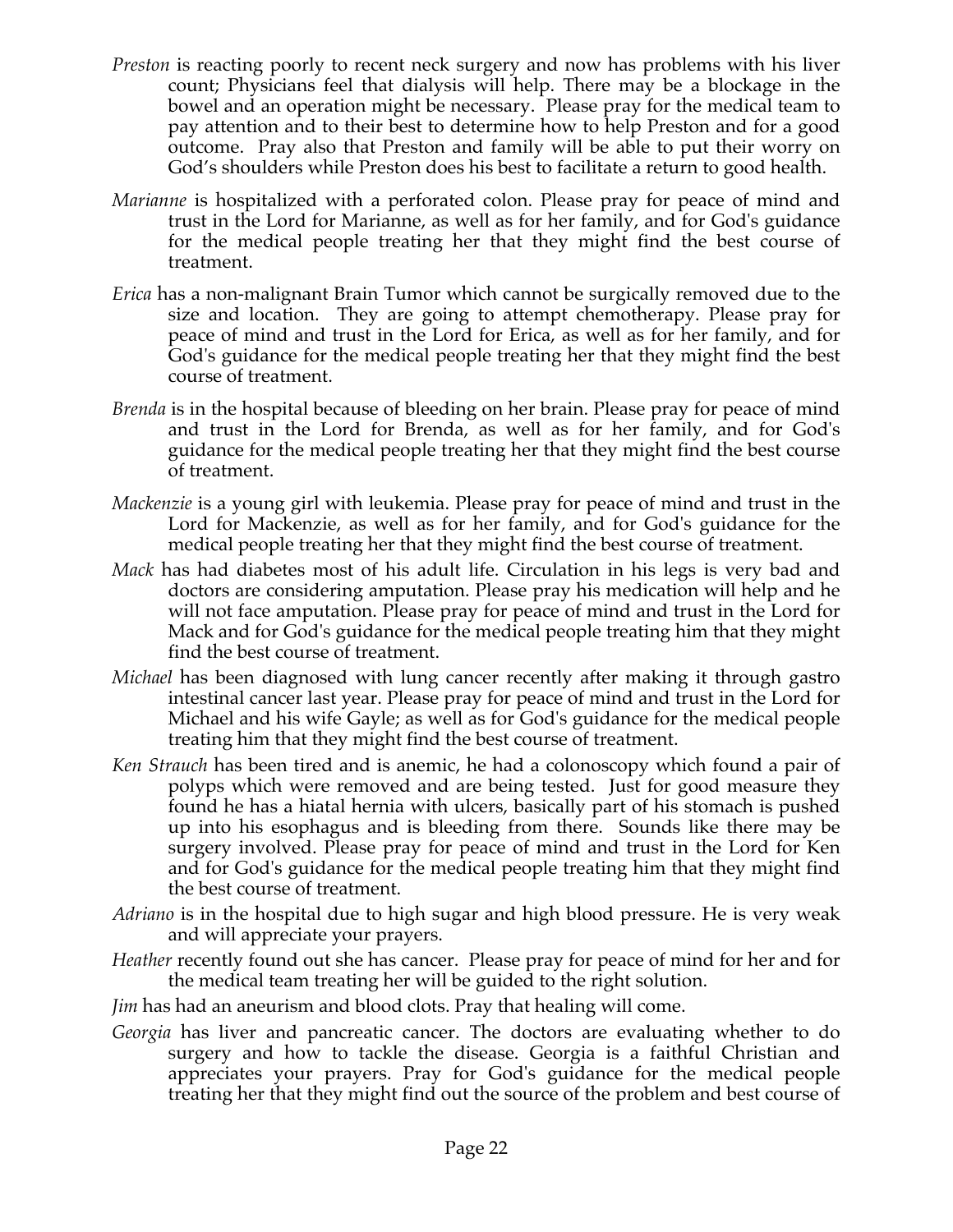*Preston* is reacting poorly to recent neck surgery and now has problems with his liver count; Physicians feel that dialysis will help. There may be a blockage in the bowel and an operation might be necessary. Please pray for the medical team to pay attention and to their best to determine how to help Preston and for a good outcome. Pray also that Preston and family will be able to put their worry on God's shoulders while Preston does his best to facilitate a return to good health.

*Marianne* is hospitalized with a perforated colon. Please pray for peace of mind and trust in the Lord for Marianne, as well as for her family, and for God's guidance for the medical people treating her that they might find the best course of treatment.

*Erica* has a non-malignant Brain Tumor which cannot be surgically removed due to the size and location. They are going to attempt chemotherapy. Please pray for peace of mind and trust in the Lord for Erica, as well as for her family, and for God's guidance for the medical people treating her that they might find the best course of treatment.

*Brenda* is in the hospital because of bleeding on her brain. Please pray for peace of mind and trust in the Lord for Brenda, as well as for her family, and for God's guidance for the medical people treating her that they might find the best course of treatment.

*Mackenzie* is a young girl with leukemia. Please pray for peace of mind and trust in the Lord for Mackenzie, as well as for her family, and for God's guidance for the medical people treating her that they might find the best course of treatment.

*Mack* has had diabetes most of his adult life. Circulation in his legs is very bad and doctors are considering amputation. Please pray his medication will help and he will not face amputation. Please pray for peace of mind and trust in the Lord for Mack and for God's guidance for the medical people treating him that they might find the best course of treatment.

*Michael* has been diagnosed with lung cancer recently after making it through gastro intestinal cancer last year. Please pray for peace of mind and trust in the Lord for Michael and his wife Gayle; as well as for God's guidance for the medical people treating him that they might find the best course of treatment.

*Ken Strauch* has been tired and is anemic, he had a colonoscopy which found a pair of polyps which were removed and are being tested. Just for good measure they found he has a hiatal hernia with ulcers, basically part of his stomach is pushed up into his esophagus and is bleeding from there. Sounds like there may be surgery involved. Please pray for peace of mind and trust in the Lord for Ken and for God's guidance for the medical people treating him that they might find the best course of treatment.

*Adriano* is in the hospital due to high sugar and high blood pressure. He is very weak and will appreciate your prayers.

*Heather* recently found out she has cancer. Please pray for peace of mind for her and for the medical team treating her will be guided to the right solution.

*Jim* has had an aneurism and blood clots. Pray that healing will come.

*Georgia* has liver and pancreatic cancer. The doctors are evaluating whether to do surgery and how to tackle the disease. Georgia is a faithful Christian and appreciates your prayers. Pray for God's guidance for the medical people treating her that they might find out the source of the problem and best course of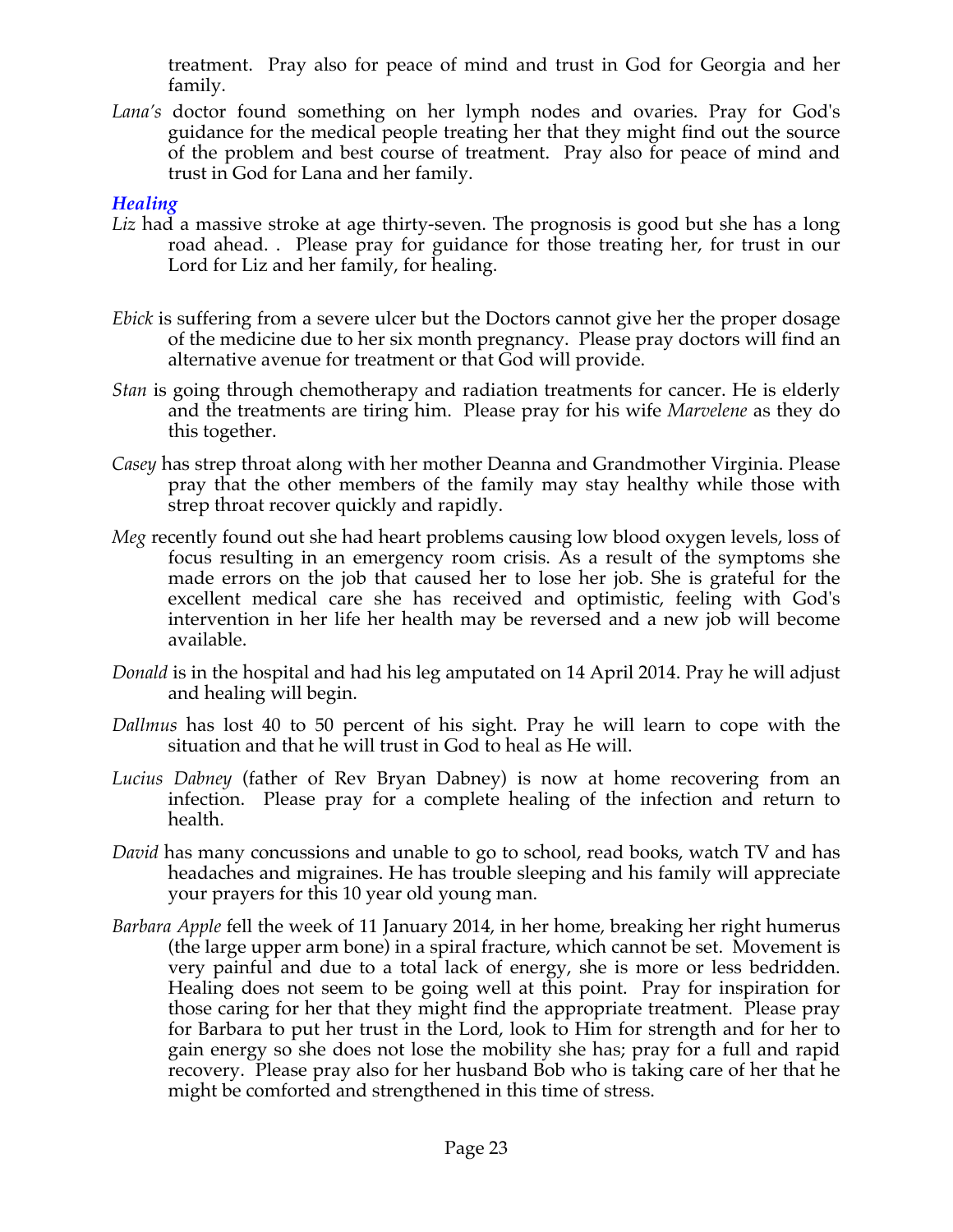treatment. Pray also for peace of mind and trust in God for Georgia and her family.

*Lana's* doctor found something on her lymph nodes and ovaries. Pray for God's guidance for the medical people treating her that they might find out the source of the problem and best course of treatment. Pray also for peace of mind and trust in God for Lana and her family.

### *Healing*

*Liz* had a massive stroke at age thirty-seven. The prognosis is good but she has a long road ahead. . Please pray for guidance for those treating her, for trust in our Lord for Liz and her family, for healing.

*Ebick* is suffering from a severe ulcer but the Doctors cannot give her the proper dosage of the medicine due to her six month pregnancy. Please pray doctors will find an alternative avenue for treatment or that God will provide.

*Stan* is going through chemotherapy and radiation treatments for cancer. He is elderly and the treatments are tiring him. Please pray for his wife *Marvelene* as they do this together.

*Casey* has strep throat along with her mother Deanna and Grandmother Virginia. Please pray that the other members of the family may stay healthy while those with strep throat recover quickly and rapidly.

*Meg* recently found out she had heart problems causing low blood oxygen levels, loss of focus resulting in an emergency room crisis. As a result of the symptoms she made errors on the job that caused her to lose her job. She is grateful for the excellent medical care she has received and optimistic, feeling with God's intervention in her life her health may be reversed and a new job will become available.

*Donald* is in the hospital and had his leg amputated on 14 April 2014. Pray he will adjust and healing will begin.

*Dallmus* has lost 40 to 50 percent of his sight. Pray he will learn to cope with the situation and that he will trust in God to heal as He will.

*Lucius Dabney* (father of Rev Bryan Dabney) is now at home recovering from an infection. Please pray for a complete healing of the infection and return to health.

*David* has many concussions and unable to go to school, read books, watch TV and has headaches and migraines. He has trouble sleeping and his family will appreciate your prayers for this 10 year old young man.

*Barbara Apple* fell the week of 11 January 2014, in her home, breaking her right humerus (the large upper arm bone) in a spiral fracture, which cannot be set. Movement is very painful and due to a total lack of energy, she is more or less bedridden. Healing does not seem to be going well at this point. Pray for inspiration for those caring for her that they might find the appropriate treatment. Please pray for Barbara to put her trust in the Lord, look to Him for strength and for her to gain energy so she does not lose the mobility she has; pray for a full and rapid recovery. Please pray also for her husband Bob who is taking care of her that he might be comforted and strengthened in this time of stress.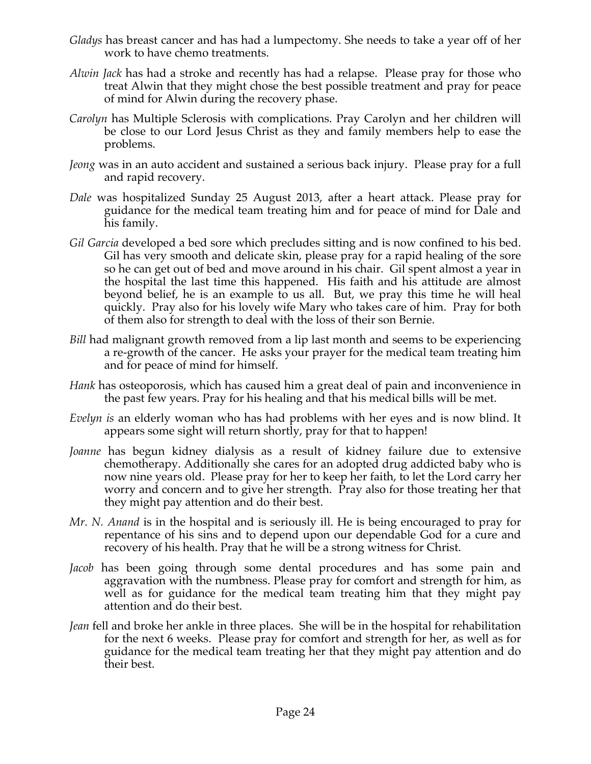*Gladys* has breast cancer and has had a lumpectomy. She needs to take a year off of her work to have chemo treatments.

*Alwin Jack* has had a stroke and recently has had a relapse. Please pray for those who treat Alwin that they might chose the best possible treatment and pray for peace of mind for Alwin during the recovery phase.

*Carolyn* has Multiple Sclerosis with complications. Pray Carolyn and her children will be close to our Lord Jesus Christ as they and family members help to ease the problems.

*Jeong* was in an auto accident and sustained a serious back injury. Please pray for a full and rapid recovery.

*Dale* was hospitalized Sunday 25 August 2013, after a heart attack. Please pray for guidance for the medical team treating him and for peace of mind for Dale and his family.

*Gil Garcia* developed a bed sore which precludes sitting and is now confined to his bed. Gil has very smooth and delicate skin, please pray for a rapid healing of the sore so he can get out of bed and move around in his chair. Gil spent almost a year in the hospital the last time this happened. His faith and his attitude are almost beyond belief, he is an example to us all. But, we pray this time he will heal quickly. Pray also for his lovely wife Mary who takes care of him. Pray for both of them also for strength to deal with the loss of their son Bernie.

*Bill* had malignant growth removed from a lip last month and seems to be experiencing a re-growth of the cancer. He asks your prayer for the medical team treating him and for peace of mind for himself.

*Hank* has osteoporosis, which has caused him a great deal of pain and inconvenience in the past few years. Pray for his healing and that his medical bills will be met.

*Evelyn is* an elderly woman who has had problems with her eyes and is now blind. It appears some sight will return shortly, pray for that to happen!

*Joanne* has begun kidney dialysis as a result of kidney failure due to extensive chemotherapy. Additionally she cares for an adopted drug addicted baby who is now nine years old. Please pray for her to keep her faith, to let the Lord carry her worry and concern and to give her strength. Pray also for those treating her that they might pay attention and do their best.

*Mr. N. Anand* is in the hospital and is seriously ill. He is being encouraged to pray for repentance of his sins and to depend upon our dependable God for a cure and recovery of his health. Pray that he will be a strong witness for Christ.

*Jacob* has been going through some dental procedures and has some pain and aggravation with the numbness. Please pray for comfort and strength for him, as well as for guidance for the medical team treating him that they might pay attention and do their best.

*Jean* fell and broke her ankle in three places. She will be in the hospital for rehabilitation for the next 6 weeks. Please pray for comfort and strength for her, as well as for guidance for the medical team treating her that they might pay attention and do their best.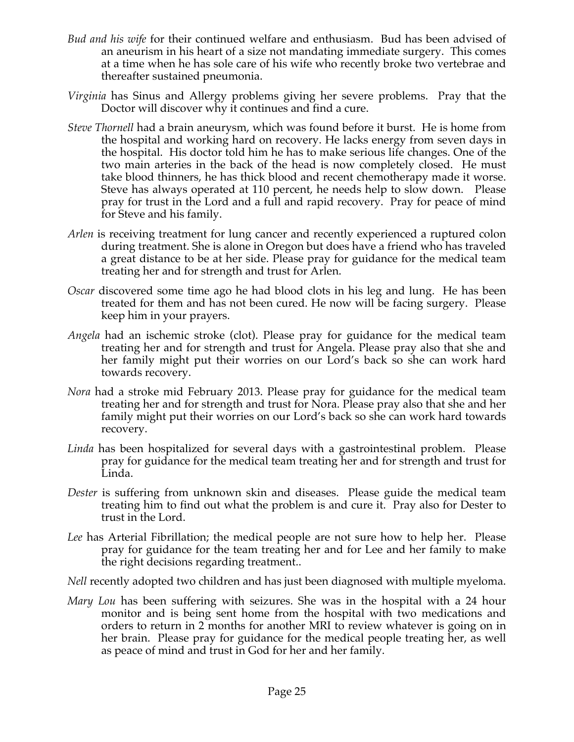*Bud and his wife* for their continued welfare and enthusiasm. Bud has been advised of an aneurism in his heart of a size not mandating immediate surgery. This comes at a time when he has sole care of his wife who recently broke two vertebrae and thereafter sustained pneumonia.

*Virginia* has Sinus and Allergy problems giving her severe problems. Pray that the Doctor will discover why it continues and find a cure.

*Steve Thornell* had a brain aneurysm, which was found before it burst. He is home from the hospital and working hard on recovery. He lacks energy from seven days in the hospital. His doctor told him he has to make serious life changes. One of the two main arteries in the back of the head is now completely closed. He must take blood thinners, he has thick blood and recent chemotherapy made it worse. Steve has always operated at 110 percent, he needs help to slow down. Please pray for trust in the Lord and a full and rapid recovery. Pray for peace of mind for Steve and his family.

*Arlen* is receiving treatment for lung cancer and recently experienced a ruptured colon during treatment. She is alone in Oregon but does have a friend who has traveled a great distance to be at her side. Please pray for guidance for the medical team treating her and for strength and trust for Arlen.

*Oscar* discovered some time ago he had blood clots in his leg and lung. He has been treated for them and has not been cured. He now will be facing surgery. Please keep him in your prayers.

*Angela* had an ischemic stroke (clot). Please pray for guidance for the medical team treating her and for strength and trust for Angela. Please pray also that she and her family might put their worries on our Lord's back so she can work hard towards recovery.

*Nora* had a stroke mid February 2013. Please pray for guidance for the medical team treating her and for strength and trust for Nora. Please pray also that she and her family might put their worries on our Lord's back so she can work hard towards recovery.

*Linda* has been hospitalized for several days with a gastrointestinal problem. Please pray for guidance for the medical team treating her and for strength and trust for Linda.

*Dester* is suffering from unknown skin and diseases. Please guide the medical team treating him to find out what the problem is and cure it. Pray also for Dester to trust in the Lord.

*Lee* has Arterial Fibrillation; the medical people are not sure how to help her. Please pray for guidance for the team treating her and for Lee and her family to make the right decisions regarding treatment..

*Nell* recently adopted two children and has just been diagnosed with multiple myeloma.

*Mary Lou* has been suffering with seizures. She was in the hospital with a 24 hour monitor and is being sent home from the hospital with two medications and orders to return in 2 months for another MRI to review whatever is going on in her brain. Please pray for guidance for the medical people treating her, as well as peace of mind and trust in God for her and her family.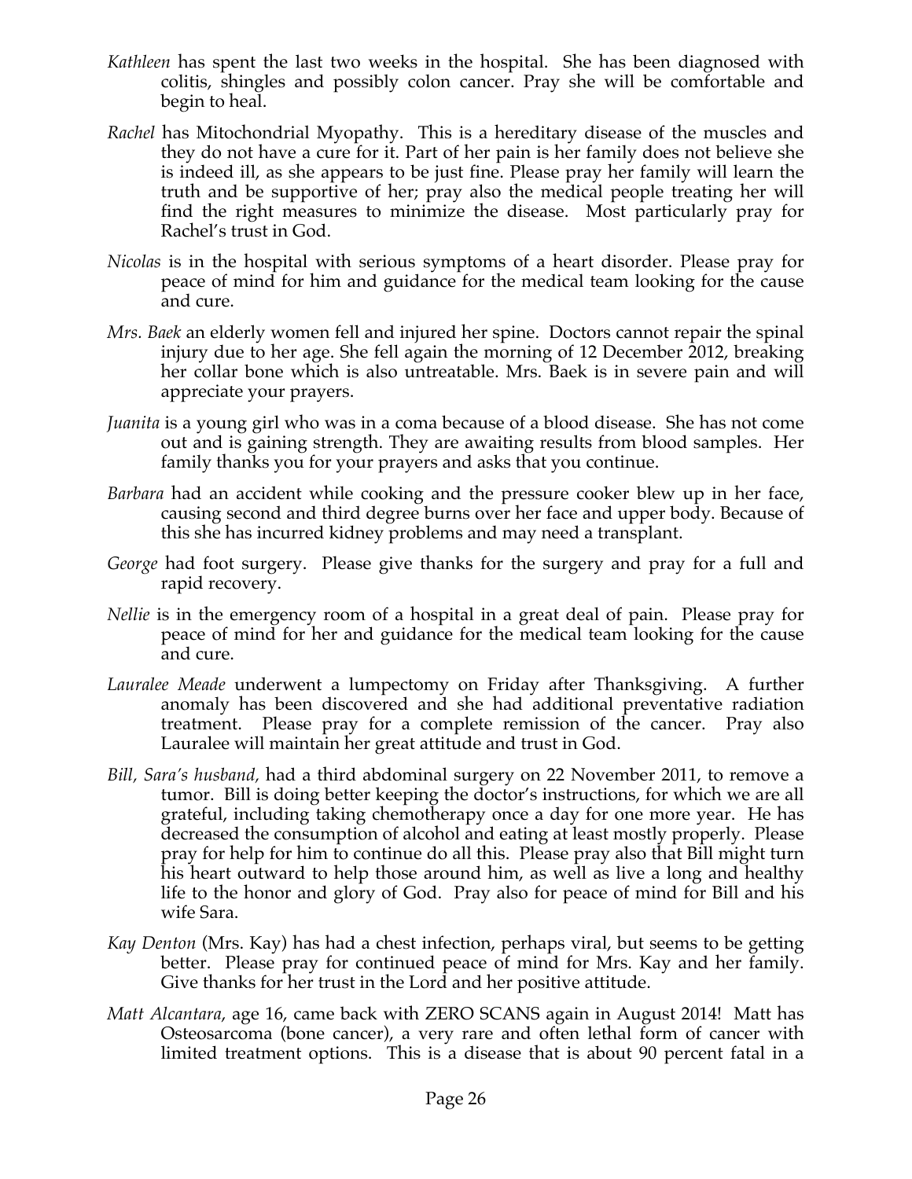*Kathleen* has spent the last two weeks in the hospital. She has been diagnosed with colitis, shingles and possibly colon cancer. Pray she will be comfortable and begin to heal.

*Rachel* has Mitochondrial Myopathy. This is a hereditary disease of the muscles and they do not have a cure for it. Part of her pain is her family does not believe she is indeed ill, as she appears to be just fine. Please pray her family will learn the truth and be supportive of her; pray also the medical people treating her will find the right measures to minimize the disease. Most particularly pray for Rachel's trust in God.

*Nicolas* is in the hospital with serious symptoms of a heart disorder. Please pray for peace of mind for him and guidance for the medical team looking for the cause and cure.

*Mrs. Baek* an elderly women fell and injured her spine. Doctors cannot repair the spinal injury due to her age. She fell again the morning of 12 December 2012, breaking her collar bone which is also untreatable. Mrs. Baek is in severe pain and will appreciate your prayers.

*Juanita* is a young girl who was in a coma because of a blood disease. She has not come out and is gaining strength. They are awaiting results from blood samples. Her family thanks you for your prayers and asks that you continue.

*Barbara* had an accident while cooking and the pressure cooker blew up in her face, causing second and third degree burns over her face and upper body. Because of this she has incurred kidney problems and may need a transplant.

*George* had foot surgery. Please give thanks for the surgery and pray for a full and rapid recovery.

*Nellie* is in the emergency room of a hospital in a great deal of pain. Please pray for peace of mind for her and guidance for the medical team looking for the cause and cure.

*Lauralee Meade* underwent a lumpectomy on Friday after Thanksgiving. A further anomaly has been discovered and she had additional preventative radiation treatment. Please pray for a complete remission of the cancer. Pray also Lauralee will maintain her great attitude and trust in God.

*Bill, Sara's husband,* had a third abdominal surgery on 22 November 2011, to remove a tumor. Bill is doing better keeping the doctor's instructions, for which we are all grateful, including taking chemotherapy once a day for one more year. He has decreased the consumption of alcohol and eating at least mostly properly. Please pray for help for him to continue do all this. Please pray also that Bill might turn his heart outward to help those around him, as well as live a long and healthy life to the honor and glory of God. Pray also for peace of mind for Bill and his wife Sara.

*Kay Denton* (Mrs. Kay) has had a chest infection, perhaps viral, but seems to be getting better. Please pray for continued peace of mind for Mrs. Kay and her family. Give thanks for her trust in the Lord and her positive attitude.

*Matt Alcantara*, age 16, came back with ZERO SCANS again in August 2014! Matt has Osteosarcoma (bone cancer), a very rare and often lethal form of cancer with limited treatment options. This is a disease that is about 90 percent fatal in a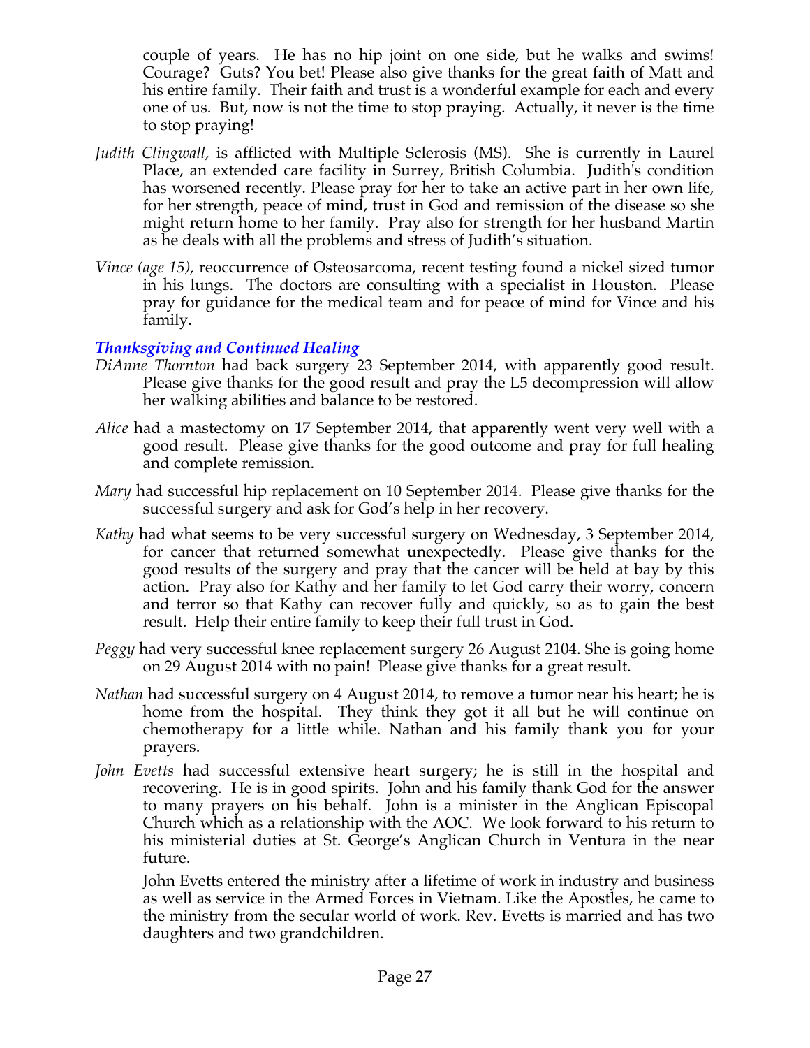couple of years. He has no hip joint on one side, but he walks and swims! Courage? Guts? You bet! Please also give thanks for the great faith of Matt and his entire family. Their faith and trust is a wonderful example for each and every one of us. But, now is not the time to stop praying. Actually, it never is the time to stop praying!

*Judith Clingwall*, is afflicted with Multiple Sclerosis (MS). She is currently in Laurel Place, an extended care facility in Surrey, British Columbia. Judith's condition has worsened recently. Please pray for her to take an active part in her own life, for her strength, peace of mind, trust in God and remission of the disease so she might return home to her family. Pray also for strength for her husband Martin as he deals with all the problems and stress of Judith's situation.

*Vince (age 15),* reoccurrence of Osteosarcoma, recent testing found a nickel sized tumor in his lungs. The doctors are consulting with a specialist in Houston. Please pray for guidance for the medical team and for peace of mind for Vince and his family.

### *Thanksgiving and Continued Healing*

*DiAnne Thornton* had back surgery 23 September 2014, with apparently good result. Please give thanks for the good result and pray the L5 decompression will allow her walking abilities and balance to be restored.

*Alice* had a mastectomy on 17 September 2014, that apparently went very well with a good result. Please give thanks for the good outcome and pray for full healing and complete remission.

*Mary* had successful hip replacement on 10 September 2014. Please give thanks for the successful surgery and ask for God's help in her recovery.

*Kathy* had what seems to be very successful surgery on Wednesday, 3 September 2014, for cancer that returned somewhat unexpectedly. Please give thanks for the good results of the surgery and pray that the cancer will be held at bay by this action. Pray also for Kathy and her family to let God carry their worry, concern and terror so that Kathy can recover fully and quickly, so as to gain the best result. Help their entire family to keep their full trust in God.

*Peggy* had very successful knee replacement surgery 26 August 2104. She is going home on 29 August 2014 with no pain! Please give thanks for a great result.

*Nathan* had successful surgery on 4 August 2014, to remove a tumor near his heart; he is home from the hospital. They think they got it all but he will continue on chemotherapy for a little while. Nathan and his family thank you for your prayers.

*John Evetts* had successful extensive heart surgery; he is still in the hospital and recovering. He is in good spirits. John and his family thank God for the answer to many prayers on his behalf. John is a minister in the Anglican Episcopal Church which as a relationship with the AOC. We look forward to his return to his ministerial duties at St. George's Anglican Church in Ventura in the near future.

John Evetts entered the ministry after a lifetime of work in industry and business as well as service in the Armed Forces in Vietnam. Like the Apostles, he came to the ministry from the secular world of work. Rev. Evetts is married and has two daughters and two grandchildren.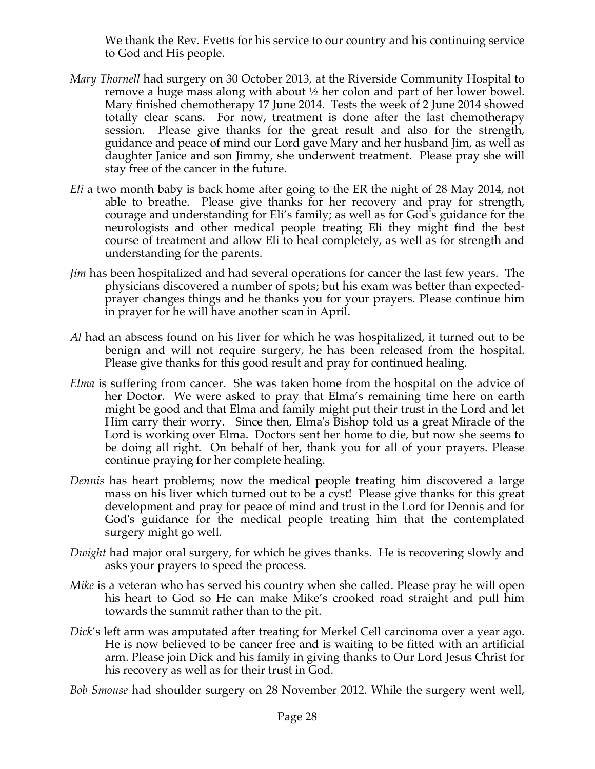We thank the Rev. Evetts for his service to our country and his continuing service to God and His people.

*Mary Thornell* had surgery on 30 October 2013, at the Riverside Community Hospital to remove a huge mass along with about ½ her colon and part of her lower bowel. Mary finished chemotherapy 17 June 2014. Tests the week of 2 June 2014 showed totally clear scans. For now, treatment is done after the last chemotherapy session. Please give thanks for the great result and also for the strength, guidance and peace of mind our Lord gave Mary and her husband Jim, as well as daughter Janice and son Jimmy, she underwent treatment. Please pray she will stay free of the cancer in the future.

*Eli* a two month baby is back home after going to the ER the night of 28 May 2014, not able to breathe. Please give thanks for her recovery and pray for strength, courage and understanding for Eli's family; as well as for God's guidance for the neurologists and other medical people treating Eli they might find the best course of treatment and allow Eli to heal completely, as well as for strength and understanding for the parents.

*Jim* has been hospitalized and had several operations for cancer the last few years. The physicians discovered a number of spots; but his exam was better than expected- prayer changes things and he thanks you for your prayers. Please continue him in prayer for he will have another scan in April.

*Al* had an abscess found on his liver for which he was hospitalized, it turned out to be benign and will not require surgery, he has been released from the hospital. Please give thanks for this good result and pray for continued healing.

*Elma* is suffering from cancer. She was taken home from the hospital on the advice of her Doctor. We were asked to pray that Elma's remaining time here on earth might be good and that Elma and family might put their trust in the Lord and let Him carry their worry. Since then, Elma's Bishop told us a great Miracle of the Lord is working over Elma. Doctors sent her home to die, but now she seems to be doing all right. On behalf of her, thank you for all of your prayers. Please continue praying for her complete healing.

*Dennis* has heart problems; now the medical people treating him discovered a large mass on his liver which turned out to be a cyst! Please give thanks for this great development and pray for peace of mind and trust in the Lord for Dennis and for God's guidance for the medical people treating him that the contemplated surgery might go well.

*Dwight* had major oral surgery, for which he gives thanks. He is recovering slowly and asks your prayers to speed the process.

*Mike* is a veteran who has served his country when she called. Please pray he will open his heart to God so He can make Mike's crooked road straight and pull him towards the summit rather than to the pit.

*Dick*'s left arm was amputated after treating for Merkel Cell carcinoma over a year ago. He is now believed to be cancer free and is waiting to be fitted with an artificial arm. Please join Dick and his family in giving thanks to Our Lord Jesus Christ for his recovery as well as for their trust in God.

*Bob Smouse* had shoulder surgery on 28 November 2012. While the surgery went well,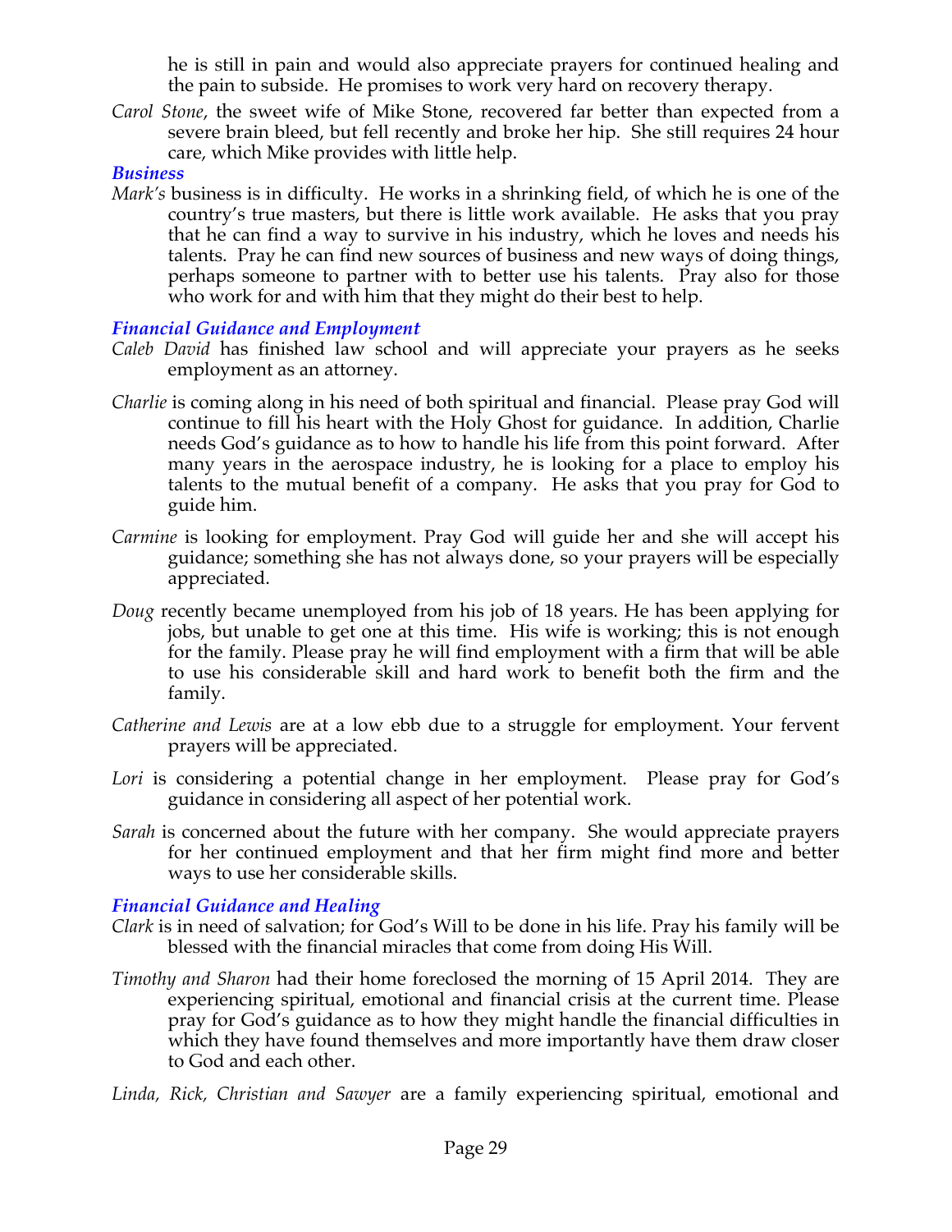he is still in pain and would also appreciate prayers for continued healing and the pain to subside. He promises to work very hard on recovery therapy.

*Carol Stone*, the sweet wife of Mike Stone, recovered far better than expected from a severe brain bleed, but fell recently and broke her hip. She still requires 24 hour care, which Mike provides with little help.

### *Business*

*Mark's* business is in difficulty. He works in a shrinking field, of which he is one of the country's true masters, but there is little work available. He asks that you pray that he can find a way to survive in his industry, which he loves and needs his talents. Pray he can find new sources of business and new ways of doing things, perhaps someone to partner with to better use his talents. Pray also for those who work for and with him that they might do their best to help.

### *Financial Guidance and Employment*

*Caleb David* has finished law school and will appreciate your prayers as he seeks employment as an attorney.

*Charlie* is coming along in his need of both spiritual and financial. Please pray God will continue to fill his heart with the Holy Ghost for guidance. In addition, Charlie needs God's guidance as to how to handle his life from this point forward. After many years in the aerospace industry, he is looking for a place to employ his talents to the mutual benefit of a company. He asks that you pray for God to guide him.

*Carmine* is looking for employment. Pray God will guide her and she will accept his guidance; something she has not always done, so your prayers will be especially appreciated.

*Doug* recently became unemployed from his job of 18 years. He has been applying for jobs, but unable to get one at this time. His wife is working; this is not enough for the family. Please pray he will find employment with a firm that will be able to use his considerable skill and hard work to benefit both the firm and the family.

*Catherine and Lewis* are at a low ebb due to a struggle for employment. Your fervent prayers will be appreciated.

*Lori* is considering a potential change in her employment. Please pray for God's guidance in considering all aspect of her potential work.

*Sarah* is concerned about the future with her company. She would appreciate prayers for her continued employment and that her firm might find more and better ways to use her considerable skills.

### *Financial Guidance and Healing*

*Clark* is in need of salvation; for God's Will to be done in his life. Pray his family will be blessed with the financial miracles that come from doing His Will.

*Timothy and Sharon* had their home foreclosed the morning of 15 April 2014. They are experiencing spiritual, emotional and financial crisis at the current time. Please pray for God's guidance as to how they might handle the financial difficulties in which they have found themselves and more importantly have them draw closer to God and each other.

*Linda, Rick, Christian and Sawyer* are a family experiencing spiritual, emotional and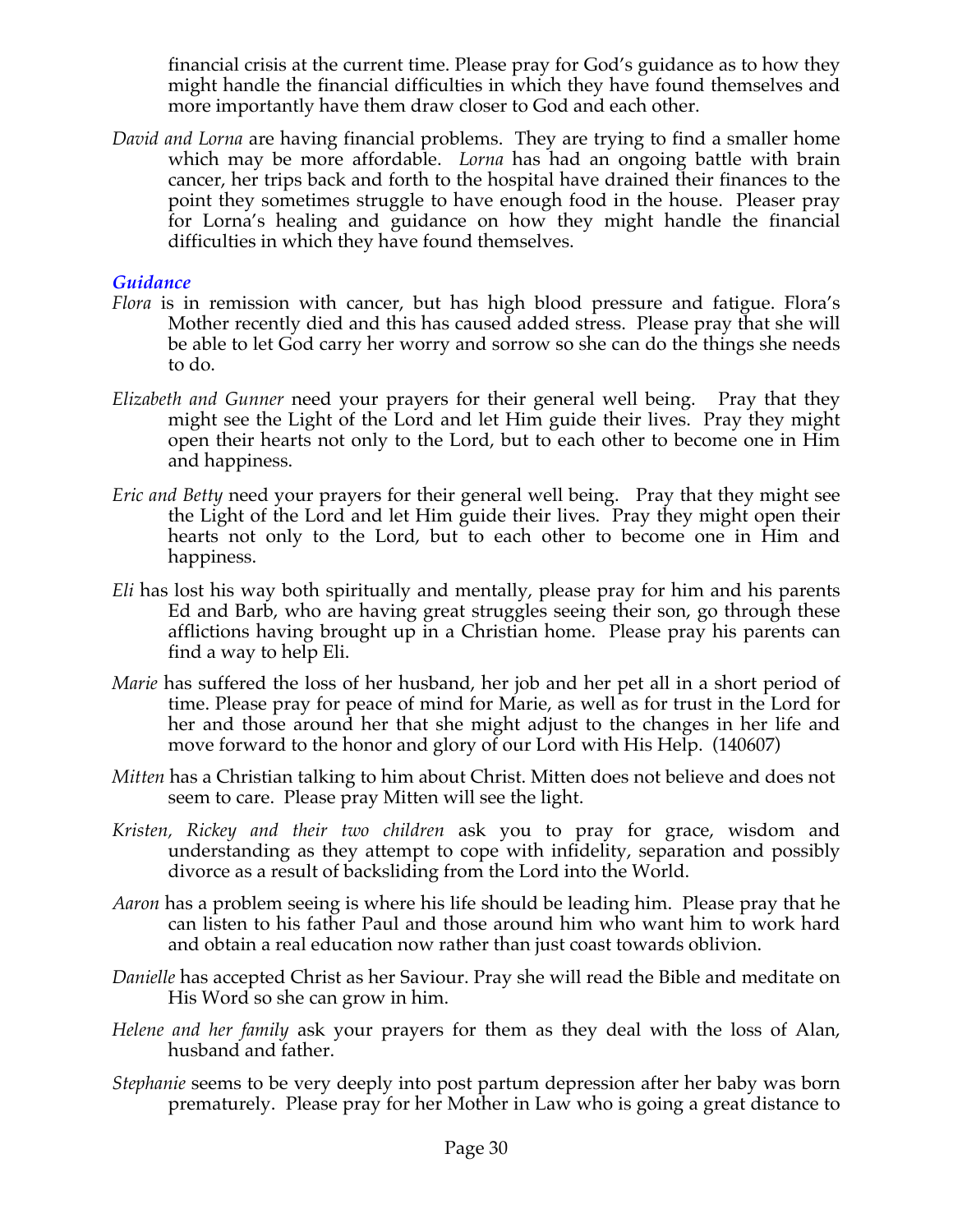financial crisis at the current time. Please pray for God's guidance as to how they might handle the financial difficulties in which they have found themselves and more importantly have them draw closer to God and each other.

*David and Lorna* are having financial problems. They are trying to find a smaller home which may be more affordable. *Lorna* has had an ongoing battle with brain cancer, her trips back and forth to the hospital have drained their finances to the point they sometimes struggle to have enough food in the house. Pleaser pray for Lorna's healing and guidance on how they might handle the financial difficulties in which they have found themselves.

### *Guidance*

*Flora* is in remission with cancer, but has high blood pressure and fatigue. Flora's Mother recently died and this has caused added stress. Please pray that she will be able to let God carry her worry and sorrow so she can do the things she needs to do.

*Elizabeth and Gunner* need your prayers for their general well being. Pray that they might see the Light of the Lord and let Him guide their lives. Pray they might open their hearts not only to the Lord, but to each other to become one in Him and happiness.

*Eric and Betty* need your prayers for their general well being. Pray that they might see the Light of the Lord and let Him guide their lives. Pray they might open their hearts not only to the Lord, but to each other to become one in Him and happiness.

*Eli* has lost his way both spiritually and mentally, please pray for him and his parents Ed and Barb, who are having great struggles seeing their son, go through these afflictions having brought up in a Christian home. Please pray his parents can find a way to help Eli.

*Marie* has suffered the loss of her husband, her job and her pet all in a short period of time. Please pray for peace of mind for Marie, as well as for trust in the Lord for her and those around her that she might adjust to the changes in her life and move forward to the honor and glory of our Lord with His Help. (140607)

*Mitten* has a Christian talking to him about Christ. Mitten does not believe and does not seem to care. Please pray Mitten will see the light.

*Kristen, Rickey and their two children* ask you to pray for grace, wisdom and understanding as they attempt to cope with infidelity, separation and possibly divorce as a result of backsliding from the Lord into the World.

*Aaron* has a problem seeing is where his life should be leading him. Please pray that he can listen to his father Paul and those around him who want him to work hard and obtain a real education now rather than just coast towards oblivion.

*Danielle* has accepted Christ as her Saviour. Pray she will read the Bible and meditate on His Word so she can grow in him.

*Helene and her family* ask your prayers for them as they deal with the loss of Alan, husband and father.

*Stephanie* seems to be very deeply into post partum depression after her baby was born prematurely. Please pray for her Mother in Law who is going a great distance to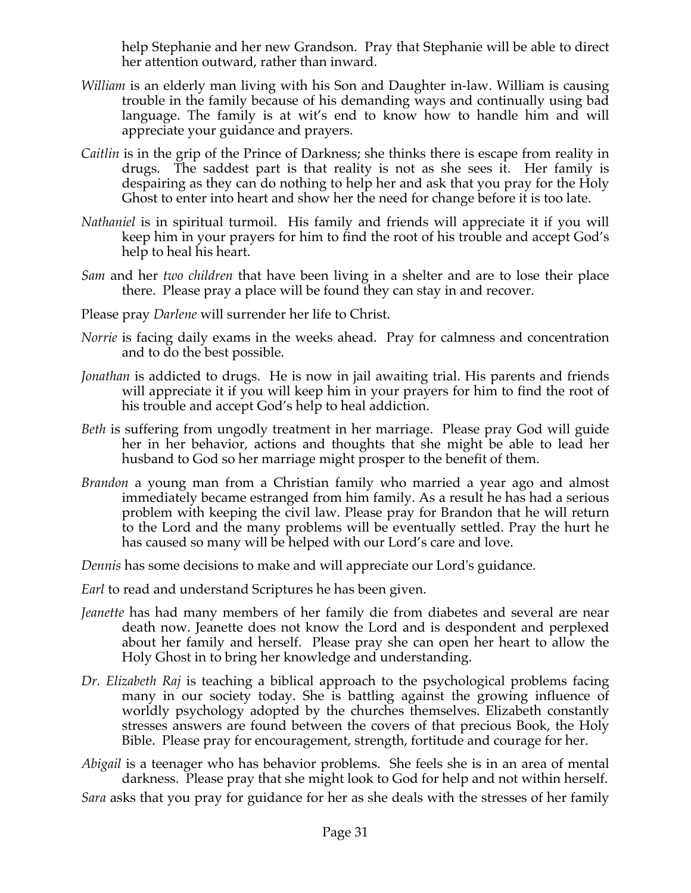help Stephanie and her new Grandson. Pray that Stephanie will be able to direct her attention outward, rather than inward.

*William* is an elderly man living with his Son and Daughter in-law. William is causing trouble in the family because of his demanding ways and continually using bad language. The family is at wit's end to know how to handle him and will appreciate your guidance and prayers.

*Caitlin* is in the grip of the Prince of Darkness; she thinks there is escape from reality in drugs. The saddest part is that reality is not as she sees it. Her family is despairing as they can do nothing to help her and ask that you pray for the Holy Ghost to enter into heart and show her the need for change before it is too late.

*Nathaniel* is in spiritual turmoil. His family and friends will appreciate it if you will keep him in your prayers for him to find the root of his trouble and accept God's help to heal his heart.

*Sam* and her *two children* that have been living in a shelter and are to lose their place there. Please pray a place will be found they can stay in and recover.

Please pray *Darlene* will surrender her life to Christ.

*Norrie* is facing daily exams in the weeks ahead. Pray for calmness and concentration and to do the best possible.

*Jonathan* is addicted to drugs. He is now in jail awaiting trial. His parents and friends will appreciate it if you will keep him in your prayers for him to find the root of his trouble and accept God's help to heal addiction.

*Beth* is suffering from ungodly treatment in her marriage. Please pray God will guide her in her behavior, actions and thoughts that she might be able to lead her husband to God so her marriage might prosper to the benefit of them.

*Brandon* a young man from a Christian family who married a year ago and almost immediately became estranged from him family. As a result he has had a serious problem with keeping the civil law. Please pray for Brandon that he will return to the Lord and the many problems will be eventually settled. Pray the hurt he has caused so many will be helped with our Lord's care and love.

*Dennis* has some decisions to make and will appreciate our Lord's guidance.

*Earl* to read and understand Scriptures he has been given.

*Jeanette* has had many members of her family die from diabetes and several are near death now. Jeanette does not know the Lord and is despondent and perplexed about her family and herself. Please pray she can open her heart to allow the Holy Ghost in to bring her knowledge and understanding.

*Dr. Elizabeth Raj* is teaching a biblical approach to the psychological problems facing many in our society today. She is battling against the growing influence of worldly psychology adopted by the churches themselves. Elizabeth constantly stresses answers are found between the covers of that precious Book, the Holy Bible. Please pray for encouragement, strength, fortitude and courage for her.

*Abigail* is a teenager who has behavior problems. She feels she is in an area of mental darkness. Please pray that she might look to God for help and not within herself.

*Sara* asks that you pray for guidance for her as she deals with the stresses of her family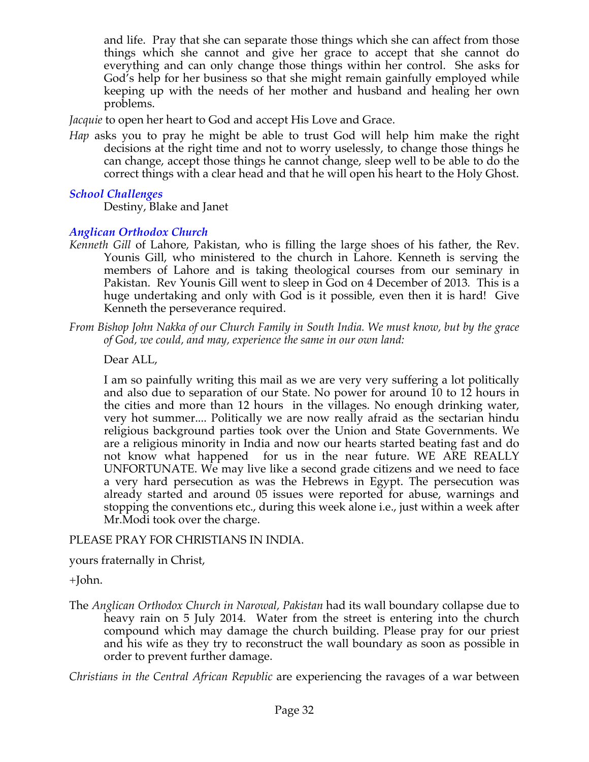and life. Pray that she can separate those things which she can affect from those things which she cannot and give her grace to accept that she cannot do everything and can only change those things within her control. She asks for God's help for her business so that she might remain gainfully employed while keeping up with the needs of her mother and husband and healing her own problems.

*Jacquie* to open her heart to God and accept His Love and Grace.

*Hap* asks you to pray he might be able to trust God will help him make the right decisions at the right time and not to worry uselessly, to change those things he can change, accept those things he cannot change, sleep well to be able to do the correct things with a clear head and that he will open his heart to the Holy Ghost.

### *School Challenges*

Destiny, Blake and Janet

### *Anglican Orthodox Church*

*Kenneth Gill* of Lahore, Pakistan, who is filling the large shoes of his father, the Rev. Younis Gill, who ministered to the church in Lahore. Kenneth is serving the members of Lahore and is taking theological courses from our seminary in Pakistan. Rev Younis Gill went to sleep in God on 4 December of 2013. This is a huge undertaking and only with God is it possible, even then it is hard! Give Kenneth the perseverance required.

*From Bishop John Nakka of our Church Family in South India. We must know, but by the grace of God, we could, and may, experience the same in our own land:*

Dear ALL,

I am so painfully writing this mail as we are very very suffering a lot politically and also due to separation of our State. No power for around 10 to 12 hours in the cities and more than 12 hours in the villages. No enough drinking water, very hot summer.... Politically we are now really afraid as the sectarian hindu religious background parties took over the Union and State Governments. We are a religious minority in India and now our hearts started beating fast and do not know what happened for us in the near future. WE ARE REALLY UNFORTUNATE. We may live like a second grade citizens and we need to face a very hard persecution as was the Hebrews in Egypt. The persecution was already started and around 05 issues were reported for abuse, warnings and stopping the conventions etc., during this week alone i.e., just within a week after Mr.Modi took over the charge.

PLEASE PRAY FOR CHRISTIANS IN INDIA.

yours fraternally in Christ,

+John.

The *Anglican Orthodox Church in Narowal, Pakistan* had its wall boundary collapse due to heavy rain on 5 July 2014. Water from the street is entering into the church compound which may damage the church building. Please pray for our priest and his wife as they try to reconstruct the wall boundary as soon as possible in order to prevent further damage.

*Christians in the Central African Republic* are experiencing the ravages of a war between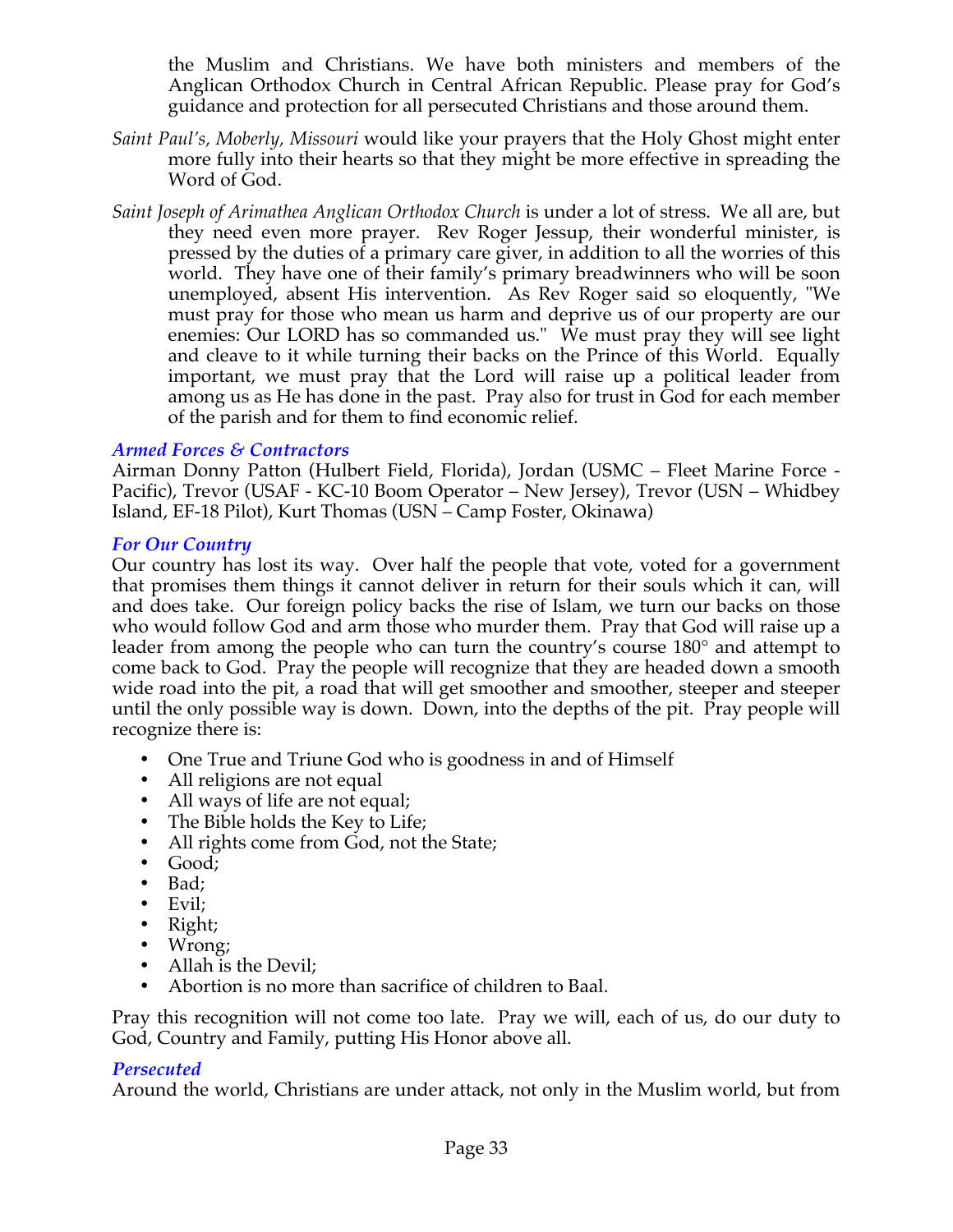the Muslim and Christians. We have both ministers and members of the Anglican Orthodox Church in Central African Republic. Please pray for God's guidance and protection for all persecuted Christians and those around them.

*Saint Paul's, Moberly, Missouri* would like your prayers that the Holy Ghost might enter more fully into their hearts so that they might be more effective in spreading the Word of God.

*Saint Joseph of Arimathea Anglican Orthodox Church* is under a lot of stress. We all are, but they need even more prayer. Rev Roger Jessup, their wonderful minister, is pressed by the duties of a primary care giver, in addition to all the worries of this world. They have one of their family's primary breadwinners who will be soon unemployed, absent His intervention. As Rev Roger said so eloquently, "We must pray for those who mean us harm and deprive us of our property are our enemies: Our LORD has so commanded us." We must pray they will see light and cleave to it while turning their backs on the Prince of this World. Equally important, we must pray that the Lord will raise up a political leader from among us as He has done in the past. Pray also for trust in God for each member of the parish and for them to find economic relief.

### *Armed Forces & Contractors*

Airman Donny Patton (Hulbert Field, Florida), Jordan (USMC – Fleet Marine Force - Pacific), Trevor (USAF - KC-10 Boom Operator – New Jersey), Trevor (USN – Whidbey Island, EF-18 Pilot), Kurt Thomas (USN – Camp Foster, Okinawa)

### *For Our Country*

Our country has lost its way. Over half the people that vote, voted for a government that promises them things it cannot deliver in return for their souls which it can, will and does take. Our foreign policy backs the rise of Islam, we turn our backs on those who would follow God and arm those who murder them. Pray that God will raise up a leader from among the people who can turn the country's course 180° and attempt to come back to God. Pray the people will recognize that they are headed down a smooth wide road into the pit, a road that will get smoother and smoother, steeper and steeper until the only possible way is down. Down, into the depths of the pit. Pray people will recognize there is:

- One True and Triune God who is goodness in and of Himself
- All religions are not equal
- All ways of life are not equal;
- The Bible holds the Key to Life;
- All rights come from God, not the State;
- Good;
- Bad;
- Evil;
- Right;
- Wrong;
- Allah is the Devil;
- Abortion is no more than sacrifice of children to Baal.

Pray this recognition will not come too late. Pray we will, each of us, do our duty to God, Country and Family, putting His Honor above all.

### *Persecuted*

Around the world, Christians are under attack, not only in the Muslim world, but from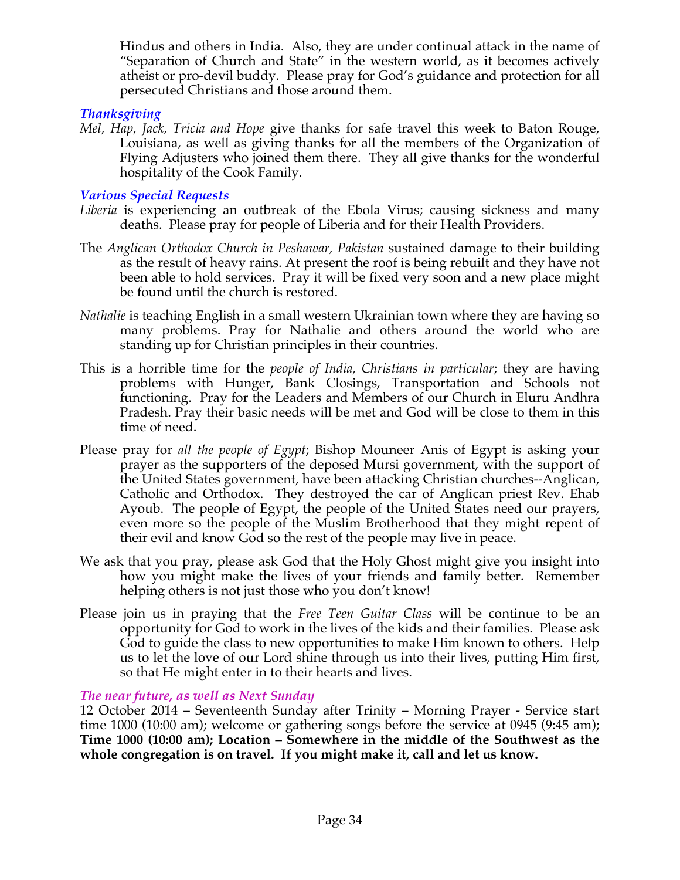Hindus and others in India. Also, they are under continual attack in the name of "Separation of Church and State" in the western world, as it becomes actively atheist or pro-devil buddy. Please pray for God's guidance and protection for all persecuted Christians and those around them.

### *Thanksgiving*

*Mel, Hap, Jack, Tricia and Hope* give thanks for safe travel this week to Baton Rouge, Louisiana, as well as giving thanks for all the members of the Organization of Flying Adjusters who joined them there. They all give thanks for the wonderful hospitality of the Cook Family.

### *Various Special Requests*

*Liberia* is experiencing an outbreak of the Ebola Virus; causing sickness and many deaths. Please pray for people of Liberia and for their Health Providers.

The *Anglican Orthodox Church in Peshawar, Pakistan* sustained damage to their building as the result of heavy rains. At present the roof is being rebuilt and they have not been able to hold services. Pray it will be fixed very soon and a new place might be found until the church is restored.

*Nathalie* is teaching English in a small western Ukrainian town where they are having so many problems. Pray for Nathalie and others around the world who are standing up for Christian principles in their countries.

This is a horrible time for the *people of India, Christians in particular*; they are having problems with Hunger, Bank Closings, Transportation and Schools not functioning. Pray for the Leaders and Members of our Church in Eluru Andhra Pradesh. Pray their basic needs will be met and God will be close to them in this time of need.

Please pray for *all the people of Egypt*; Bishop Mouneer Anis of Egypt is asking your prayer as the supporters of the deposed Mursi government, with the support of the United States government, have been attacking Christian churches--Anglican, Catholic and Orthodox. They destroyed the car of Anglican priest Rev. Ehab Ayoub. The people of Egypt, the people of the United States need our prayers, even more so the people of the Muslim Brotherhood that they might repent of their evil and know God so the rest of the people may live in peace.

We ask that you pray, please ask God that the Holy Ghost might give you insight into how you might make the lives of your friends and family better. Remember helping others is not just those who you don't know!

Please join us in praying that the *Free Teen Guitar Class* will be continue to be an opportunity for God to work in the lives of the kids and their families. Please ask God to guide the class to new opportunities to make Him known to others. Help us to let the love of our Lord shine through us into their lives, putting Him first, so that He might enter in to their hearts and lives.

### *The near future, as well as Next Sunday*

12 October 2014 – Seventeenth Sunday after Trinity – Morning Prayer - Service start time 1000 (10:00 am); welcome or gathering songs before the service at 0945 (9:45 am); **Time 1000 (10:00 am); Location – Somewhere in the middle of the Southwest as the whole congregation is on travel. If you might make it, call and let us know.**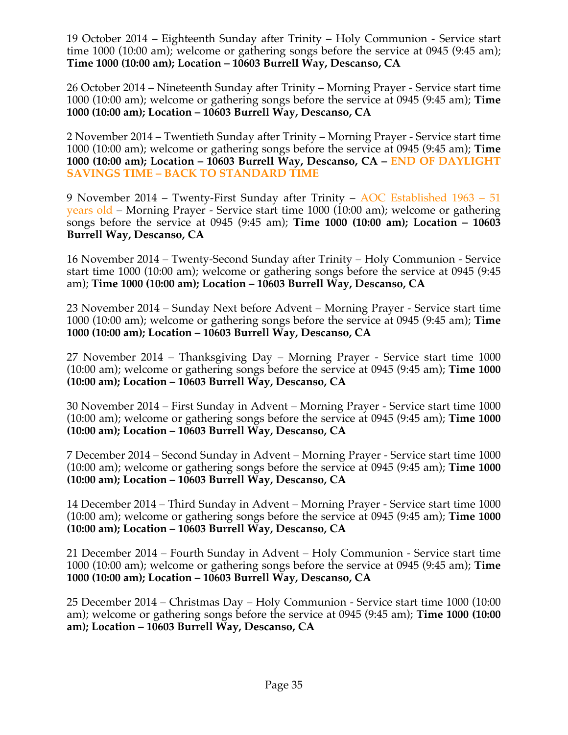19 October 2014 – Eighteenth Sunday after Trinity – Holy Communion - Service start time 1000 (10:00 am); welcome or gathering songs before the service at 0945 (9:45 am); **Time 1000 (10:00 am); Location – 10603 Burrell Way, Descanso, CA**

26 October 2014 – Nineteenth Sunday after Trinity – Morning Prayer - Service start time 1000 (10:00 am); welcome or gathering songs before the service at 0945 (9:45 am); **Time 1000 (10:00 am); Location – 10603 Burrell Way, Descanso, CA**

2 November 2014 – Twentieth Sunday after Trinity – Morning Prayer - Service start time 1000 (10:00 am); welcome or gathering songs before the service at 0945 (9:45 am); **Time 1000 (10:00 am); Location – 10603 Burrell Way, Descanso, CA – END OF DAYLIGHT SAVINGS TIME – BACK TO STANDARD TIME**

9 November 2014 – Twenty-First Sunday after Trinity – AOC Established 1963 – 51 years old – Morning Prayer - Service start time 1000 (10:00 am); welcome or gathering songs before the service at 0945 (9:45 am); **Time 1000 (10:00 am); Location – 10603 Burrell Way, Descanso, CA**

16 November 2014 – Twenty-Second Sunday after Trinity – Holy Communion - Service start time 1000 (10:00 am); welcome or gathering songs before the service at 0945 (9:45 am); **Time 1000 (10:00 am); Location – 10603 Burrell Way, Descanso, CA**

23 November 2014 – Sunday Next before Advent – Morning Prayer - Service start time 1000 (10:00 am); welcome or gathering songs before the service at 0945 (9:45 am); **Time 1000 (10:00 am); Location – 10603 Burrell Way, Descanso, CA**

27 November 2014 – Thanksgiving Day – Morning Prayer - Service start time 1000 (10:00 am); welcome or gathering songs before the service at 0945 (9:45 am); **Time 1000 (10:00 am); Location – 10603 Burrell Way, Descanso, CA**

30 November 2014 – First Sunday in Advent – Morning Prayer - Service start time 1000 (10:00 am); welcome or gathering songs before the service at 0945 (9:45 am); **Time 1000 (10:00 am); Location – 10603 Burrell Way, Descanso, CA**

7 December 2014 – Second Sunday in Advent – Morning Prayer - Service start time 1000 (10:00 am); welcome or gathering songs before the service at 0945 (9:45 am); **Time 1000 (10:00 am); Location – 10603 Burrell Way, Descanso, CA**

14 December 2014 – Third Sunday in Advent – Morning Prayer - Service start time 1000 (10:00 am); welcome or gathering songs before the service at 0945 (9:45 am); **Time 1000 (10:00 am); Location – 10603 Burrell Way, Descanso, CA**

21 December 2014 – Fourth Sunday in Advent – Holy Communion - Service start time 1000 (10:00 am); welcome or gathering songs before the service at 0945 (9:45 am); **Time 1000 (10:00 am); Location – 10603 Burrell Way, Descanso, CA**

25 December 2014 – Christmas Day – Holy Communion - Service start time 1000 (10:00 am); welcome or gathering songs before the service at 0945 (9:45 am); **Time 1000 (10:00 am); Location – 10603 Burrell Way, Descanso, CA**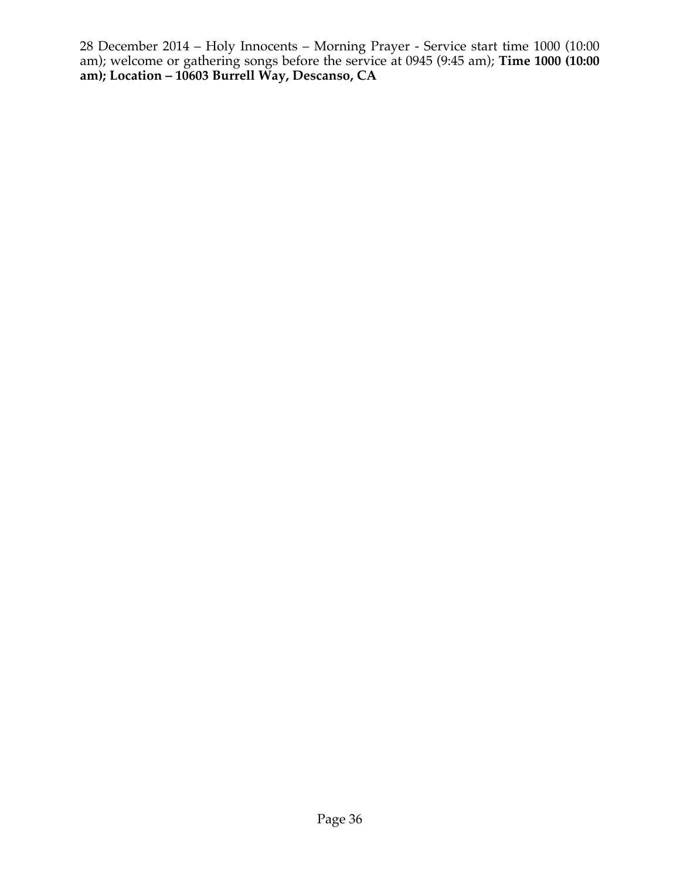28 December 2014 – Holy Innocents – Morning Prayer - Service start time 1000 (10:00 am); welcome or gathering songs before the service at 0945 (9:45 am); **Time 1000 (10:00 am); Location – 10603 Burrell Way, Descanso, CA**